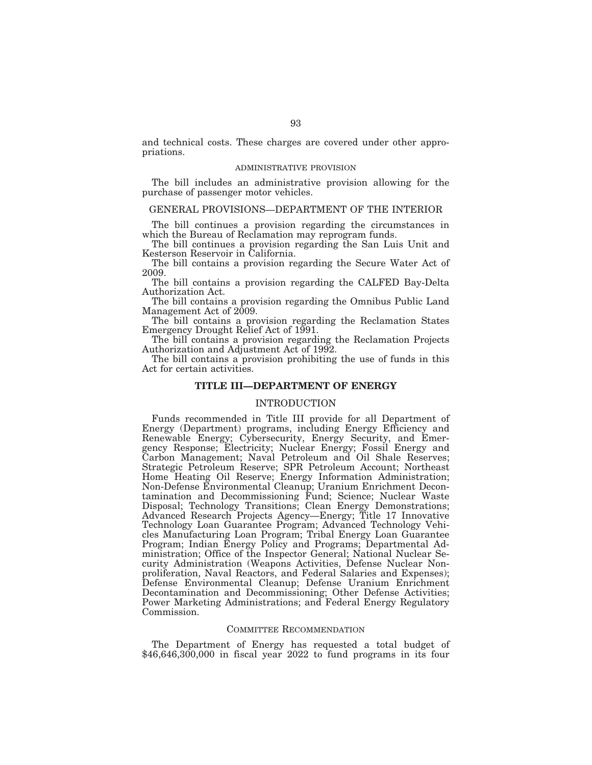and technical costs. These charges are covered under other appropriations.

### ADMINISTRATIVE PROVISION

The bill includes an administrative provision allowing for the purchase of passenger motor vehicles.

## GENERAL PROVISIONS—DEPARTMENT OF THE INTERIOR

The bill continues a provision regarding the circumstances in which the Bureau of Reclamation may reprogram funds.

The bill continues a provision regarding the San Luis Unit and Kesterson Reservoir in California.

The bill contains a provision regarding the Secure Water Act of 2009.

The bill contains a provision regarding the CALFED Bay-Delta Authorization Act.

The bill contains a provision regarding the Omnibus Public Land Management Act of 2009.

The bill contains a provision regarding the Reclamation States Emergency Drought Relief Act of 1991.

The bill contains a provision regarding the Reclamation Projects Authorization and Adjustment Act of 1992.

The bill contains a provision prohibiting the use of funds in this Act for certain activities.

# TITLE III—DEPARTMENT OF ENERGY

## INTRODUCTION

Funds recommended in Title III provide for all Department of Energy (Department) programs, including Energy Efficiency and Renewable Energy; Cybersecurity, Energy Security, and Emergency Response; Electricity; Nuclear Energy; Fossil Energy and Carbon Management; Naval Petroleum and Oil Shale Reserves; Strategic Petroleum Reserve; SPR Petroleum Account; Northeast Home Heating Oil Reserve; Energy Information Administration; Non-Defense Environmental Cleanup; Uranium Enrichment Decontamination and Decommissioning Fund; Science; Nuclear Waste Disposal; Technology Transitions; Clean Energy Demonstrations; Advanced Research Projects Agency—Energy; Title 17 Innovative Technology Loan Guarantee Program; Advanced Technology Vehicles Manufacturing Loan Program; Tribal Energy Loan Guarantee Program; Indian Energy Policy and Programs; Departmental Administration; Office of the Inspector General; National Nuclear Security Administration (Weapons Activities, Defense Nuclear Nonproliferation, Naval Reactors, and Federal Salaries and Expenses); Defense Environmental Cleanup; Defense Uranium Enrichment Decontamination and Decommissioning; Other Defense Activities; Power Marketing Administrations; and Federal Energy Regulatory Commission.

### COMMITTEE RECOMMENDATION

The Department of Energy has requested a total budget of $46,646,300,000 in fiscal year 2022 to fund programs in its four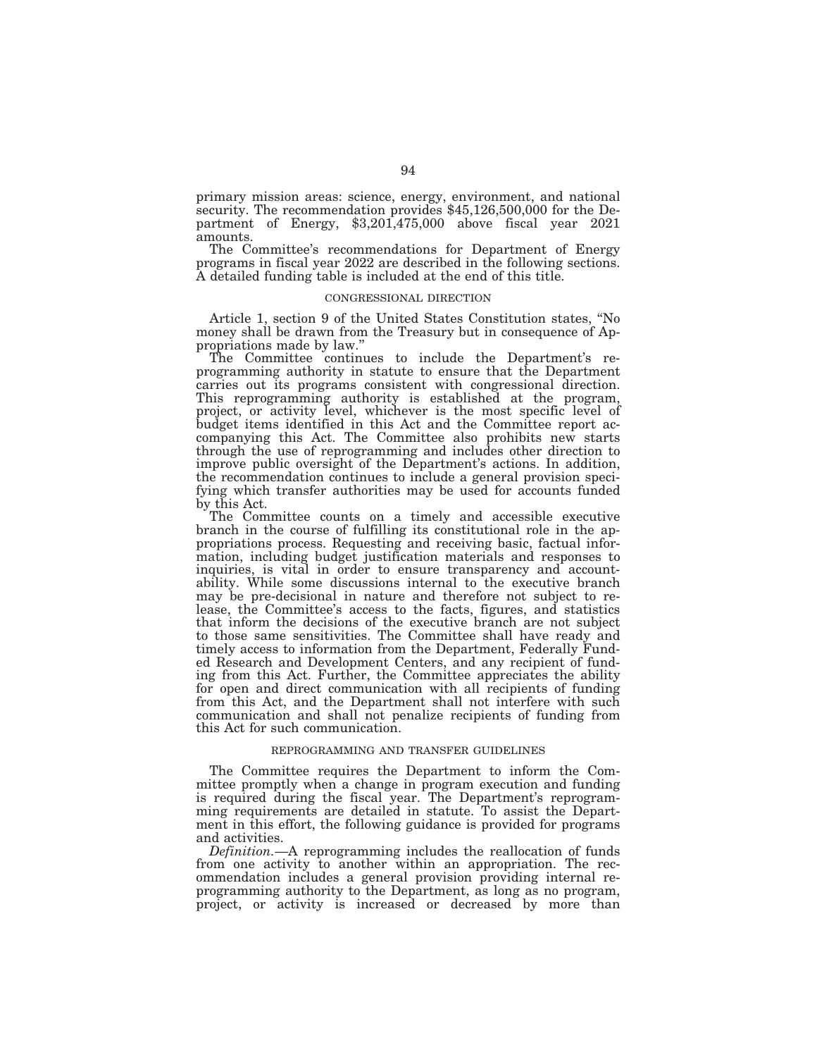primary mission areas: science, energy, environment, and national security. The recommendation provides $45,126,500,000 for the Department of Energy, $3,201,475,000 above fiscal year 2021 amounts.

The Committee's recommendations for Department of Energy programs in fiscal year 2022 are described in the following sections. A detailed funding table is included at the end of this title.

## CONGRESSIONAL DIRECTION

Article 1, section 9 of the United States Constitution states, "No money shall be drawn from the Treasury but in consequence of Appropriations made by law."

The Committee continues to include the Department's reprogramming authority in statute to ensure that the Department carries out its programs consistent with congressional direction. This reprogramming authority is established at the program, project, or activity level, whichever is the most specific level of budget items identified in this Act and the Committee report accompanying this Act. The Committee also prohibits new starts through the use of reprogramming and includes other direction to improve public oversight of the Department's actions. In addition, the recommendation continues to include a general provision specifying which transfer authorities may be used for accounts funded by this Act.

The Committee counts on a timely and accessible executive branch in the course of fulfilling its constitutional role in the appropriations process. Requesting and receiving basic, factual information, including budget justification materials and responses to inquiries, is vital in order to ensure transparency and accountability. While some discussions internal to the executive branch may be pre-decisional in nature and therefore not subject to release, the Committee's access to the facts, figures, and statistics that inform the decisions of the executive branch are not subject to those same sensitivities. The Committee shall have ready and timely access to information from the Department, Federally Funded Research and Development Centers, and any recipient of funding from this Act. Further, the Committee appreciates the ability for open and direct communication with all recipients of funding from this Act, and the Department shall not interfere with such communication and shall not penalize recipients of funding from this Act for such communication.

## REPROGRAMMING AND TRANSFER GUIDELINES

The Committee requires the Department to inform the Committee promptly when a change in program execution and funding is required during the fiscal year. The Department's reprogramming requirements are detailed in statute. To assist the Department in this effort, the following guidance is provided for programs and activities.

*Definition.*—A reprogramming includes the reallocation of funds from one activity to another within an appropriation. The recommendation includes a general provision providing internal reprogramming authority to the Department, as long as no program, project, or activity is increased or decreased by more than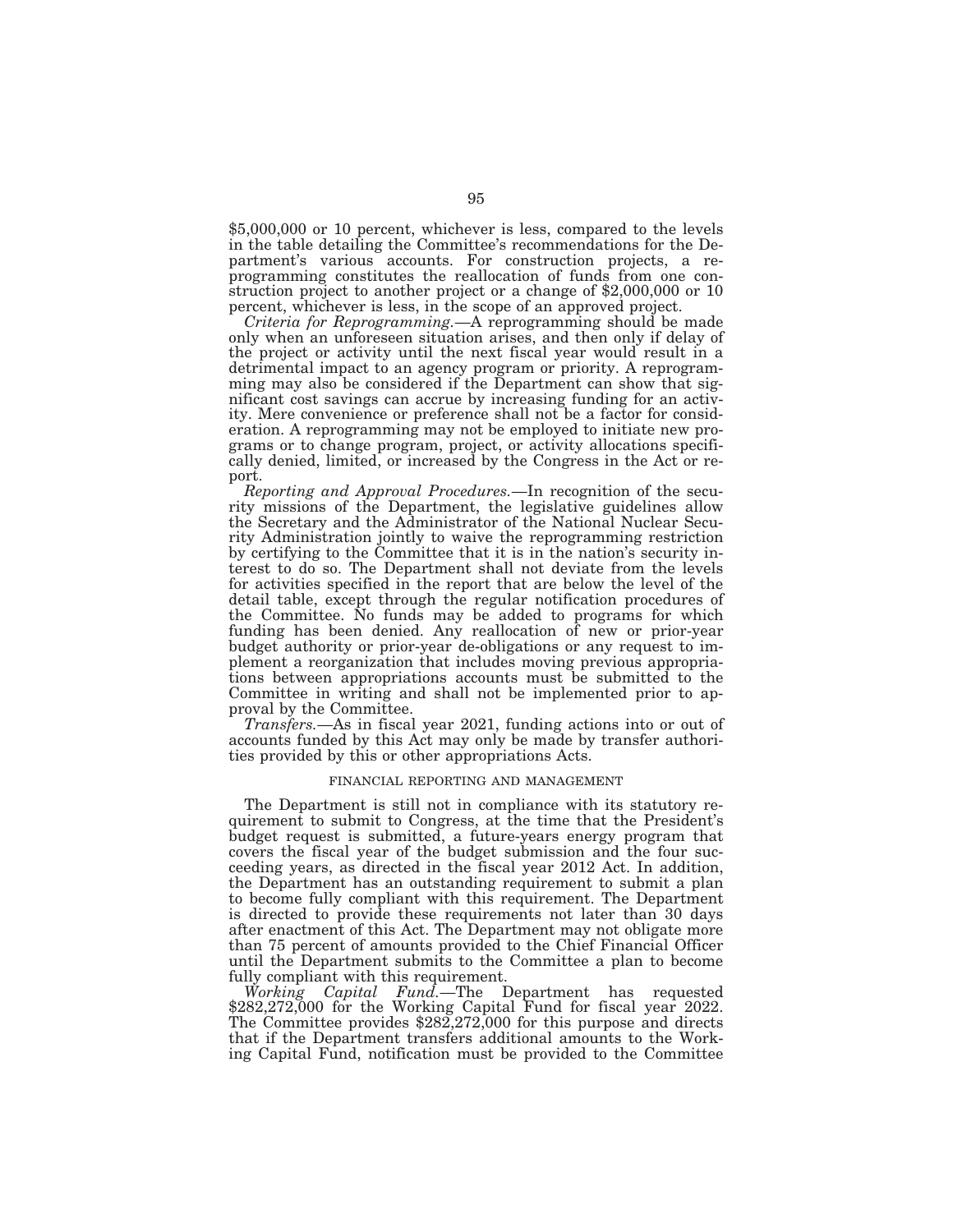$5,000,000 or 10 percent, whichever is less, compared to the levels in the table detailing the Committee's recommendations for the Department's various accounts. For construction projects, a reprogramming constitutes the reallocation of funds from one construction project to another project or a change of $2,000,000 or 10 percent, whichever is less, in the scope of an approved project.

*Criteria for Reprogramming.*—A reprogramming should be made only when an unforeseen situation arises, and then only if delay of the project or activity until the next fiscal year would result in a detrimental impact to an agency program or priority. A reprogramming may also be considered if the Department can show that significant cost savings can accrue by increasing funding for an activity. Mere convenience or preference shall not be a factor for consideration. A reprogramming may not be employed to initiate new programs or to change program, project, or activity allocations specifically denied, limited, or increased by the Congress in the Act or report.

*Reporting and Approval Procedures.*—In recognition of the security missions of the Department, the legislative guidelines allow the Secretary and the Administrator of the National Nuclear Security Administration jointly to waive the reprogramming restriction by certifying to the Committee that it is in the nation's security interest to do so. The Department shall not deviate from the levels for activities specified in the report that are below the level of the detail table, except through the regular notification procedures of the Committee. No funds may be added to programs for which funding has been denied. Any reallocation of new or prior-year budget authority or prior-year de-obligations or any request to implement a reorganization that includes moving previous appropriations between appropriations accounts must be submitted to the Committee in writing and shall not be implemented prior to approval by the Committee.

*Transfers.*—As in fiscal year 2021, funding actions into or out of accounts funded by this Act may only be made by transfer authorities provided by this or other appropriations Acts.

## FINANCIAL REPORTING AND MANAGEMENT

The Department is still not in compliance with its statutory requirement to submit to Congress, at the time that the President's budget request is submitted, a future-years energy program that covers the fiscal year of the budget submission and the four succeeding years, as directed in the fiscal year 2012 Act. In addition, the Department has an outstanding requirement to submit a plan to become fully compliant with this requirement. The Department is directed to provide these requirements not later than 30 days after enactment of this Act. The Department may not obligate more than 75 percent of amounts provided to the Chief Financial Officer until the Department submits to the Committee a plan to become fully compliant with this requirement.

*Working Capital Fund.*—The Department has requested $282,272,000 for the Working Capital Fund for fiscal year 2022. The Committee provides $282,272,000 for this purpose and directs that if the Department transfers additional amounts to the Working Capital Fund, notification must be provided to the Committee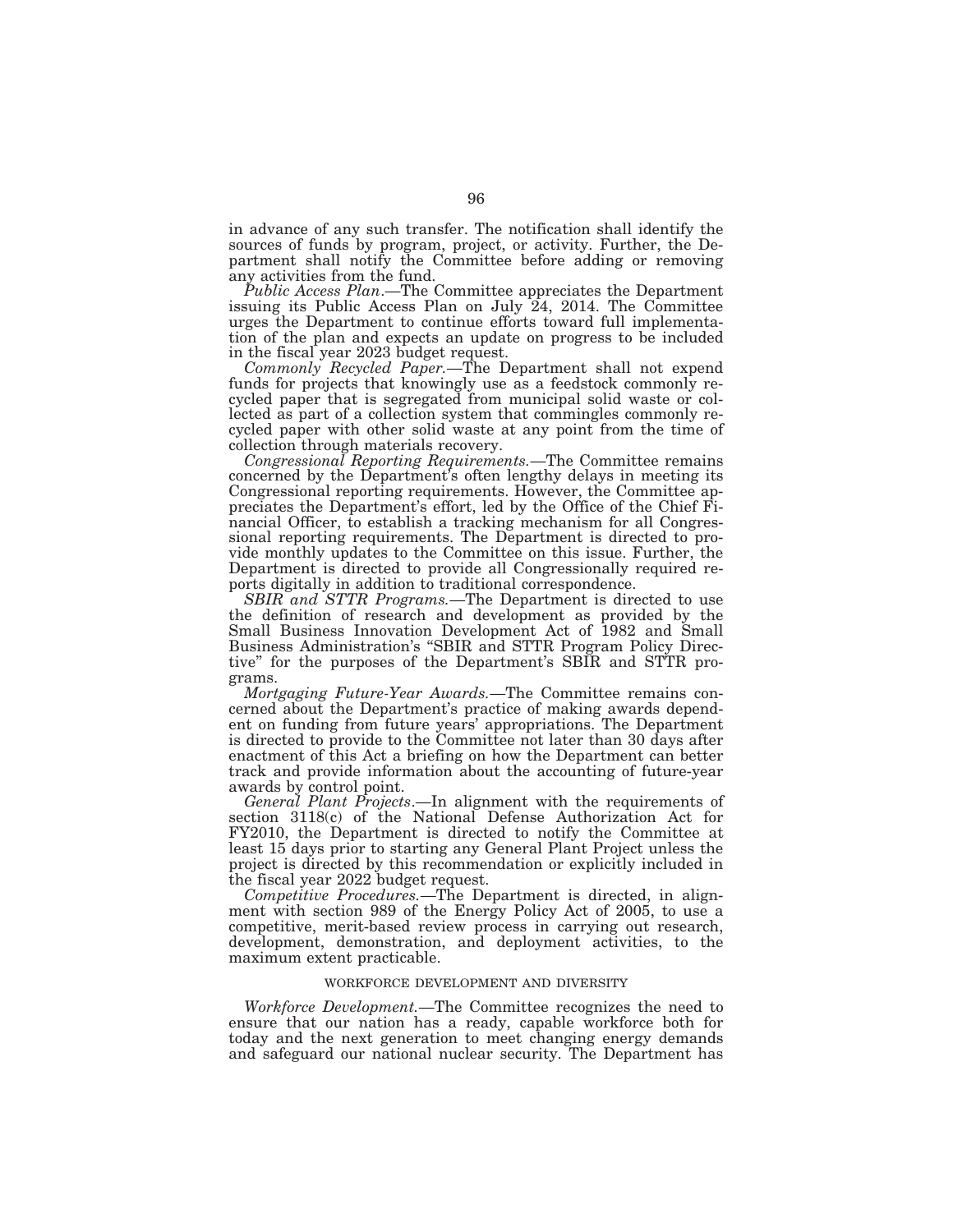in advance of any such transfer. The notification shall identify the sources of funds by program, project, or activity. Further, the Department shall notify the Committee before adding or removing any activities from the fund.

*Public Access Plan*.—The Committee appreciates the Department issuing its Public Access Plan on July 24, 2014. The Committee urges the Department to continue efforts toward full implementation of the plan and expects an update on progress to be included in the fiscal year 2023 budget request.

*Commonly Recycled Paper.*—The Department shall not expend funds for projects that knowingly use as a feedstock commonly recycled paper that is segregated from municipal solid waste or collected as part of a collection system that commingles commonly recycled paper with other solid waste at any point from the time of collection through materials recovery.

*Congressional Reporting Requirements.*—The Committee remains concerned by the Department's often lengthy delays in meeting its Congressional reporting requirements. However, the Committee appreciates the Department's effort, led by the Office of the Chief Financial Officer, to establish a tracking mechanism for all Congressional reporting requirements. The Department is directed to provide monthly updates to the Committee on this issue. Further, the Department is directed to provide all Congressionally required reports digitally in addition to traditional correspondence.

*SBIR and STTR Programs.*—The Department is directed to use the definition of research and development as provided by the Small Business Innovation Development Act of 1982 and Small Business Administration's "SBIR and STTR Program Policy Directive" for the purposes of the Department's SBIR and STTR programs.

*Mortgaging Future-Year Awards.*—The Committee remains concerned about the Department's practice of making awards dependent on funding from future years' appropriations. The Department is directed to provide to the Committee not later than 30 days after enactment of this Act a briefing on how the Department can better track and provide information about the accounting of future-year awards by control point.

*General Plant Projects*.—In alignment with the requirements of section 3118(c) of the National Defense Authorization Act for FY2010, the Department is directed to notify the Committee at least 15 days prior to starting any General Plant Project unless the project is directed by this recommendation or explicitly included in the fiscal year 2022 budget request.

*Competitive Procedures.*—The Department is directed, in alignment with section 989 of the Energy Policy Act of 2005, to use a competitive, merit-based review process in carrying out research, development, demonstration, and deployment activities, to the maximum extent practicable.

## WORKFORCE DEVELOPMENT AND DIVERSITY

*Workforce Development.*—The Committee recognizes the need to ensure that our nation has a ready, capable workforce both for today and the next generation to meet changing energy demands and safeguard our national nuclear security. The Department has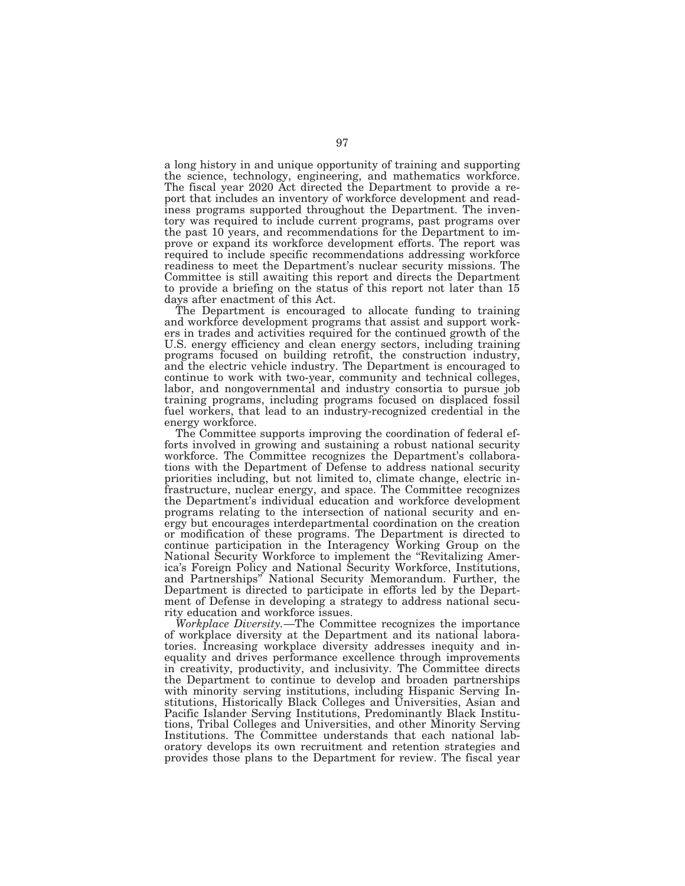a long history in and unique opportunity of training and supporting the science, technology, engineering, and mathematics workforce. The fiscal year 2020 Act directed the Department to provide a report that includes an inventory of workforce development and readiness programs supported throughout the Department. The inventory was required to include current programs, past programs over the past 10 years, and recommendations for the Department to improve or expand its workforce development efforts. The report was required to include specific recommendations addressing workforce readiness to meet the Department's nuclear security missions. The Committee is still awaiting this report and directs the Department to provide a briefing on the status of this report not later than 15 days after enactment of this Act.

The Department is encouraged to allocate funding to training and workforce development programs that assist and support workers in trades and activities required for the continued growth of the U.S. energy efficiency and clean energy sectors, including training programs focused on building retrofit, the construction industry, and the electric vehicle industry. The Department is encouraged to continue to work with two-year, community and technical colleges, labor, and nongovernmental and industry consortia to pursue job training programs, including programs focused on displaced fossil fuel workers, that lead to an industry-recognized credential in the energy workforce.

The Committee supports improving the coordination of federal efforts involved in growing and sustaining a robust national security workforce. The Committee recognizes the Department's collaborations with the Department of Defense to address national security priorities including, but not limited to, climate change, electric infrastructure, nuclear energy, and space. The Committee recognizes the Department's individual education and workforce development programs relating to the intersection of national security and energy but encourages interdepartmental coordination on the creation or modification of these programs. The Department is directed to continue participation in the Interagency Working Group on the National Security Workforce to implement the "Revitalizing America's Foreign Policy and National Security Workforce, Institutions, and Partnerships" National Security Memorandum. Further, the Department is directed to participate in efforts led by the Department of Defense in developing a strategy to address national security education and workforce issues.

*Workplace Diversity.*—The Committee recognizes the importance of workplace diversity at the Department and its national laboratories. Increasing workplace diversity addresses inequity and inequality and drives performance excellence through improvements in creativity, productivity, and inclusivity. The Committee directs the Department to continue to develop and broaden partnerships with minority serving institutions, including Hispanic Serving Institutions, Historically Black Colleges and Universities, Asian and Pacific Islander Serving Institutions, Predominantly Black Institutions, Tribal Colleges and Universities, and other Minority Serving Institutions. The Committee understands that each national laboratory develops its own recruitment and retention strategies and provides those plans to the Department for review. The fiscal year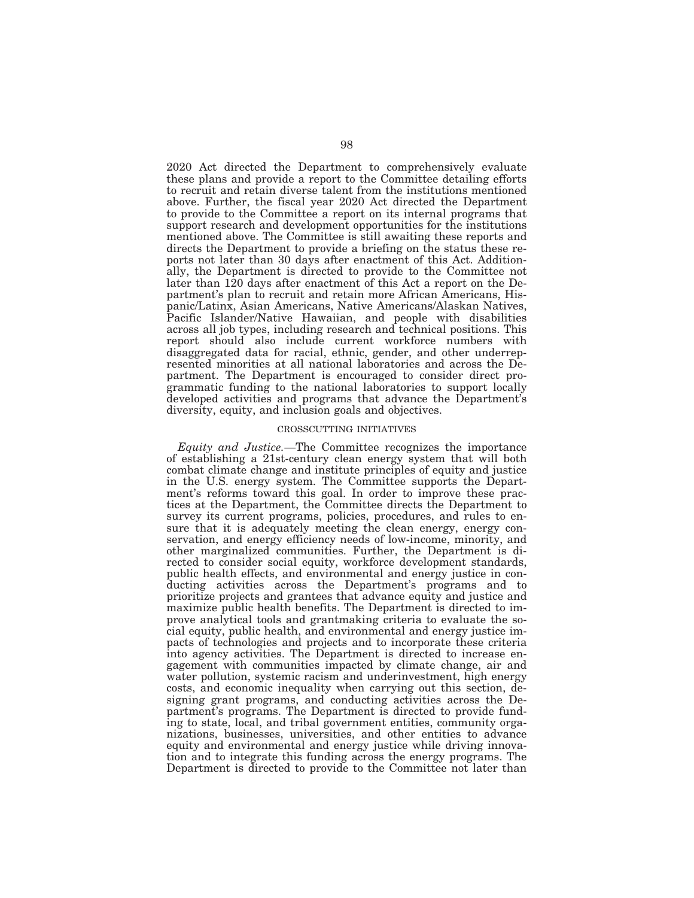2020 Act directed the Department to comprehensively evaluate these plans and provide a report to the Committee detailing efforts to recruit and retain diverse talent from the institutions mentioned above. Further, the fiscal year 2020 Act directed the Department to provide to the Committee a report on its internal programs that support research and development opportunities for the institutions mentioned above. The Committee is still awaiting these reports and directs the Department to provide a briefing on the status these reports not later than 30 days after enactment of this Act. Additionally, the Department is directed to provide to the Committee not later than 120 days after enactment of this Act a report on the Department's plan to recruit and retain more African Americans, Hispanic/Latinx, Asian Americans, Native Americans/Alaskan Natives, Pacific Islander/Native Hawaiian, and people with disabilities across all job types, including research and technical positions. This report should also include current workforce numbers with disaggregated data for racial, ethnic, gender, and other underrepresented minorities at all national laboratories and across the Department. The Department is encouraged to consider direct programmatic funding to the national laboratories to support locally developed activities and programs that advance the Department's diversity, equity, and inclusion goals and objectives.

## CROSSCUTTING INITIATIVES

*Equity and Justice.*—The Committee recognizes the importance of establishing a 21st-century clean energy system that will both combat climate change and institute principles of equity and justice in the U.S. energy system. The Committee supports the Department's reforms toward this goal. In order to improve these practices at the Department, the Committee directs the Department to survey its current programs, policies, procedures, and rules to ensure that it is adequately meeting the clean energy, energy conservation, and energy efficiency needs of low-income, minority, and other marginalized communities. Further, the Department is directed to consider social equity, workforce development standards, public health effects, and environmental and energy justice in conducting activities across the Department's programs and to prioritize projects and grantees that advance equity and justice and maximize public health benefits. The Department is directed to improve analytical tools and grantmaking criteria to evaluate the social equity, public health, and environmental and energy justice impacts of technologies and projects and to incorporate these criteria into agency activities. The Department is directed to increase engagement with communities impacted by climate change, air and water pollution, systemic racism and underinvestment, high energy costs, and economic inequality when carrying out this section, designing grant programs, and conducting activities across the Department's programs. The Department is directed to provide funding to state, local, and tribal government entities, community organizations, businesses, universities, and other entities to advance equity and environmental and energy justice while driving innovation and to integrate this funding across the energy programs. The Department is directed to provide to the Committee not later than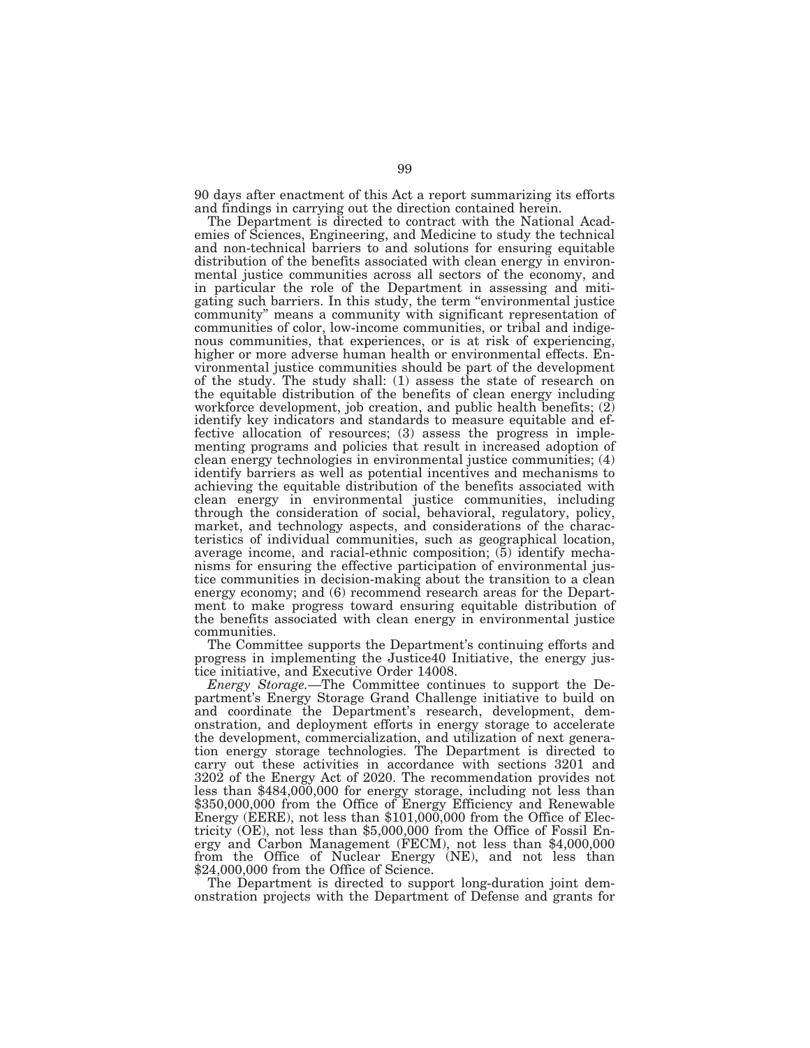90 days after enactment of this Act a report summarizing its efforts and findings in carrying out the direction contained herein.

The Department is directed to contract with the National Academies of Sciences, Engineering, and Medicine to study the technical and non-technical barriers to and solutions for ensuring equitable distribution of the benefits associated with clean energy in environmental justice communities across all sectors of the economy, and in particular the role of the Department in assessing and mitigating such barriers. In this study, the term "environmental justice community" means a community with significant representation of communities of color, low-income communities, or tribal and indigenous communities, that experiences, or is at risk of experiencing, higher or more adverse human health or environmental effects. Environmental justice communities should be part of the development of the study. The study shall: (1) assess the state of research on the equitable distribution of the benefits of clean energy including workforce development, job creation, and public health benefits; (2) identify key indicators and standards to measure equitable and effective allocation of resources; (3) assess the progress in implementing programs and policies that result in increased adoption of clean energy technologies in environmental justice communities; (4) identify barriers as well as potential incentives and mechanisms to achieving the equitable distribution of the benefits associated with clean energy in environmental justice communities, including through the consideration of social, behavioral, regulatory, policy, market, and technology aspects, and considerations of the characteristics of individual communities, such as geographical location, average income, and racial-ethnic composition; (5) identify mechanisms for ensuring the effective participation of environmental justice communities in decision-making about the transition to a clean energy economy; and (6) recommend research areas for the Department to make progress toward ensuring equitable distribution of the benefits associated with clean energy in environmental justice communities.

The Committee supports the Department's continuing efforts and progress in implementing the Justice40 Initiative, the energy justice initiative, and Executive Order 14008.

*Energy Storage.*—The Committee continues to support the Department's Energy Storage Grand Challenge initiative to build on and coordinate the Department's research, development, demonstration, and deployment efforts in energy storage to accelerate the development, commercialization, and utilization of next generation energy storage technologies. The Department is directed to carry out these activities in accordance with sections 3201 and 3202 of the Energy Act of 2020. The recommendation provides not less than $484,000,000 for energy storage, including not less than $350,000,000 from the Office of Energy Efficiency and Renewable Energy (EERE), not less than $101,000,000 from the Office of Electricity (OE), not less than $5,000,000 from the Office of Fossil Energy and Carbon Management (FECM), not less than $4,000,000 from the Office of Nuclear Energy (NE), and not less than $24,000,000 from the Office of Science.

The Department is directed to support long-duration joint demonstration projects with the Department of Defense and grants for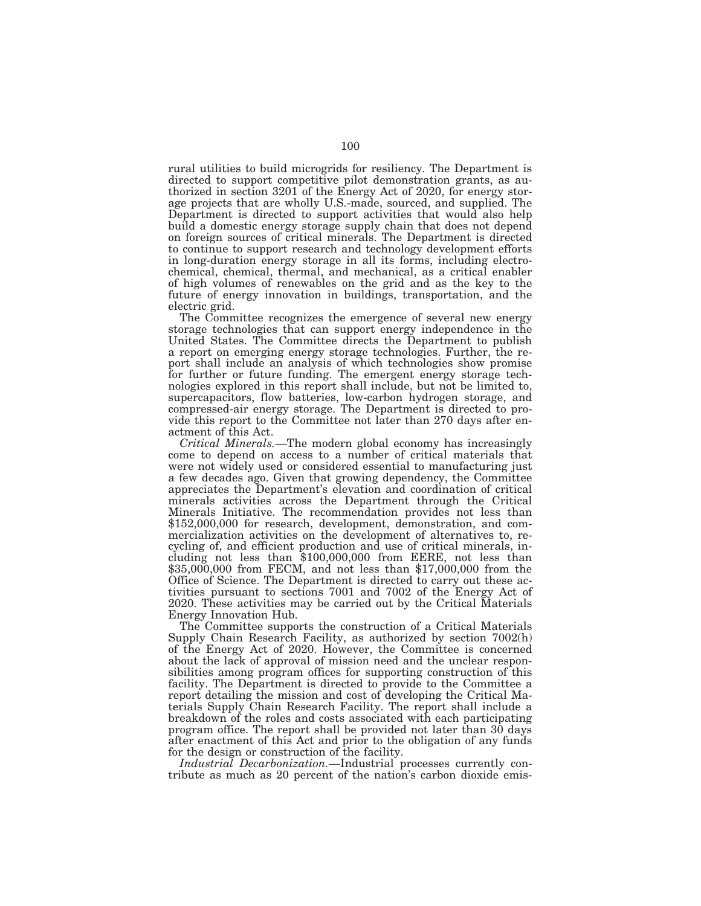rural utilities to build microgrids for resiliency. The Department is directed to support competitive pilot demonstration grants, as authorized in section 3201 of the Energy Act of 2020, for energy storage projects that are wholly U.S.-made, sourced, and supplied. The Department is directed to support activities that would also help build a domestic energy storage supply chain that does not depend on foreign sources of critical minerals. The Department is directed to continue to support research and technology development efforts in long-duration energy storage in all its forms, including electrochemical, chemical, thermal, and mechanical, as a critical enabler of high volumes of renewables on the grid and as the key to the future of energy innovation in buildings, transportation, and the electric grid.

The Committee recognizes the emergence of several new energy storage technologies that can support energy independence in the United States. The Committee directs the Department to publish a report on emerging energy storage technologies. Further, the report shall include an analysis of which technologies show promise for further or future funding. The emergent energy storage technologies explored in this report shall include, but not be limited to, supercapacitors, flow batteries, low-carbon hydrogen storage, and compressed-air energy storage. The Department is directed to provide this report to the Committee not later than 270 days after enactment of this Act.

*Critical Minerals.*—The modern global economy has increasingly come to depend on access to a number of critical materials that were not widely used or considered essential to manufacturing just a few decades ago. Given that growing dependency, the Committee appreciates the Department's elevation and coordination of critical minerals activities across the Department through the Critical Minerals Initiative. The recommendation provides not less than $152,000,000 for research, development, demonstration, and commercialization activities on the development of alternatives to, recycling of, and efficient production and use of critical minerals, including not less than $100,000,000 from EERE, not less than $35,000,000 from FECM, and not less than $17,000,000 from the Office of Science. The Department is directed to carry out these activities pursuant to sections 7001 and 7002 of the Energy Act of 2020. These activities may be carried out by the Critical Materials Energy Innovation Hub.

The Committee supports the construction of a Critical Materials Supply Chain Research Facility, as authorized by section 7002(h) of the Energy Act of 2020. However, the Committee is concerned about the lack of approval of mission need and the unclear responsibilities among program offices for supporting construction of this facility. The Department is directed to provide to the Committee a report detailing the mission and cost of developing the Critical Materials Supply Chain Research Facility. The report shall include a breakdown of the roles and costs associated with each participating program office. The report shall be provided not later than 30 days after enactment of this Act and prior to the obligation of any funds for the design or construction of the facility.

*Industrial Decarbonization.*—Industrial processes currently contribute as much as 20 percent of the nation's carbon dioxide emis-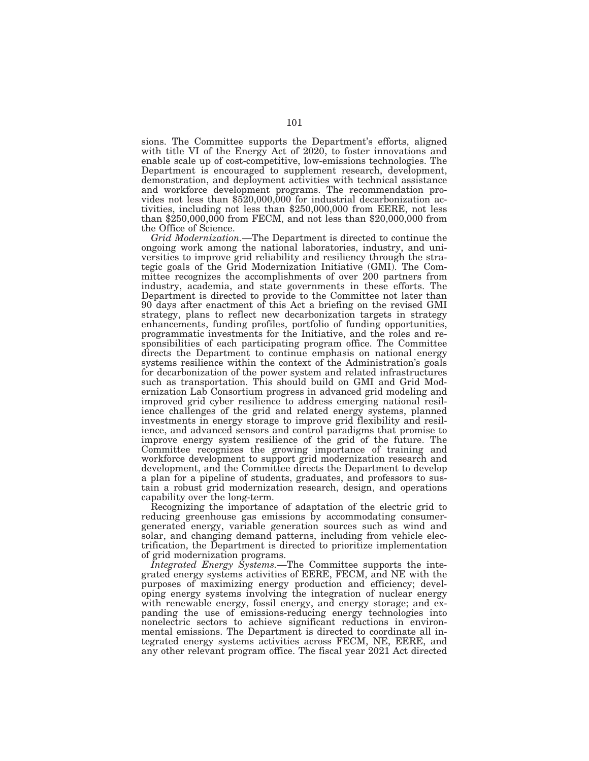sions. The Committee supports the Department's efforts, aligned with title VI of the Energy Act of 2020, to foster innovations and enable scale up of cost-competitive, low-emissions technologies. The Department is encouraged to supplement research, development, demonstration, and deployment activities with technical assistance and workforce development programs. The recommendation provides not less than $520,000,000 for industrial decarbonization activities, including not less than $250,000,000 from EERE, not less than $250,000,000 from FECM, and not less than $20,000,000 from the Office of Science.

*Grid Modernization.*—The Department is directed to continue the ongoing work among the national laboratories, industry, and universities to improve grid reliability and resiliency through the strategic goals of the Grid Modernization Initiative (GMI). The Committee recognizes the accomplishments of over 200 partners from industry, academia, and state governments in these efforts. The Department is directed to provide to the Committee not later than 90 days after enactment of this Act a briefing on the revised GMI strategy, plans to reflect new decarbonization targets in strategy enhancements, funding profiles, portfolio of funding opportunities, programmatic investments for the Initiative, and the roles and responsibilities of each participating program office. The Committee directs the Department to continue emphasis on national energy systems resilience within the context of the Administration's goals for decarbonization of the power system and related infrastructures such as transportation. This should build on GMI and Grid Modernization Lab Consortium progress in advanced grid modeling and improved grid cyber resilience to address emerging national resilience challenges of the grid and related energy systems, planned investments in energy storage to improve grid flexibility and resilience, and advanced sensors and control paradigms that promise to improve energy system resilience of the grid of the future. The Committee recognizes the growing importance of training and workforce development to support grid modernization research and development, and the Committee directs the Department to develop a plan for a pipeline of students, graduates, and professors to sustain a robust grid modernization research, design, and operations capability over the long-term.

Recognizing the importance of adaptation of the electric grid to reducing greenhouse gas emissions by accommodating consumer-generated energy, variable generation sources such as wind and solar, and changing demand patterns, including from vehicle electrification, the Department is directed to prioritize implementation of grid modernization programs.

*Integrated Energy Systems.*—The Committee supports the integrated energy systems activities of EERE, FECM, and NE with the purposes of maximizing energy production and efficiency; developing energy systems involving the integration of nuclear energy with renewable energy, fossil energy, and energy storage; and expanding the use of emissions-reducing energy technologies into nonelectric sectors to achieve significant reductions in environmental emissions. The Department is directed to coordinate all integrated energy systems activities across FECM, NE, EERE, and any other relevant program office. The fiscal year 2021 Act directed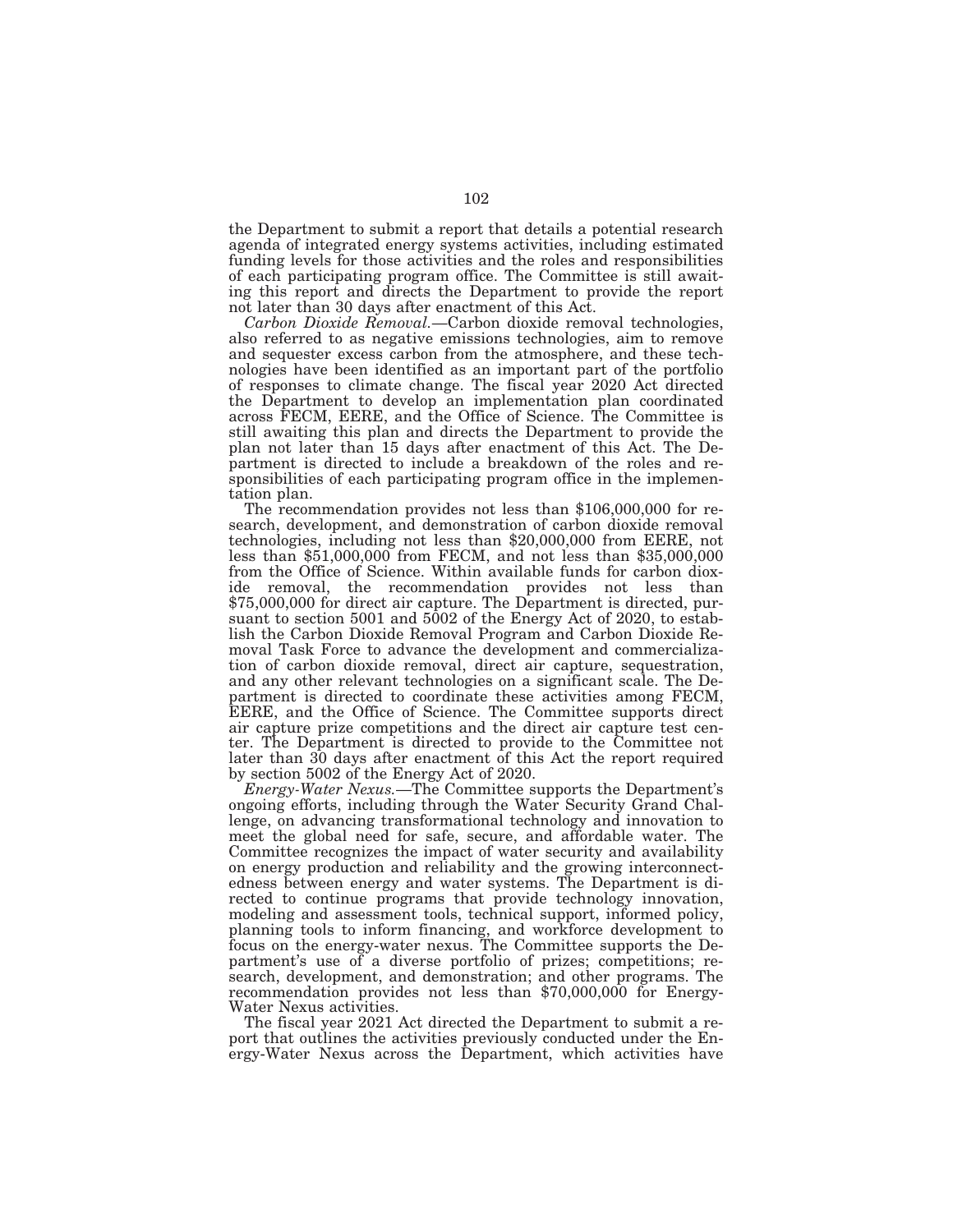the Department to submit a report that details a potential research agenda of integrated energy systems activities, including estimated funding levels for those activities and the roles and responsibilities of each participating program office. The Committee is still awaiting this report and directs the Department to provide the report not later than 30 days after enactment of this Act.

*Carbon Dioxide Removal.*—Carbon dioxide removal technologies, also referred to as negative emissions technologies, aim to remove and sequester excess carbon from the atmosphere, and these technologies have been identified as an important part of the portfolio of responses to climate change. The fiscal year 2020 Act directed the Department to develop an implementation plan coordinated across FECM, EERE, and the Office of Science. The Committee is still awaiting this plan and directs the Department to provide the plan not later than 15 days after enactment of this Act. The Department is directed to include a breakdown of the roles and responsibilities of each participating program office in the implementation plan.

The recommendation provides not less than $106,000,000 for research, development, and demonstration of carbon dioxide removal technologies, including not less than $20,000,000 from EERE, not less than $51,000,000 from FECM, and not less than $35,000,000 from the Office of Science. Within available funds for carbon dioxide removal, the recommendation provides not less than $75,000,000 for direct air capture. The Department is directed, pursuant to section 5001 and 5002 of the Energy Act of 2020, to establish the Carbon Dioxide Removal Program and Carbon Dioxide Removal Task Force to advance the development and commercialization of carbon dioxide removal, direct air capture, sequestration, and any other relevant technologies on a significant scale. The Department is directed to coordinate these activities among FECM, EERE, and the Office of Science. The Committee supports direct air capture prize competitions and the direct air capture test center. The Department is directed to provide to the Committee not later than 30 days after enactment of this Act the report required by section 5002 of the Energy Act of 2020.

*Energy-Water Nexus.*—The Committee supports the Department's ongoing efforts, including through the Water Security Grand Challenge, on advancing transformational technology and innovation to meet the global need for safe, secure, and affordable water. The Committee recognizes the impact of water security and availability on energy production and reliability and the growing interconnectedness between energy and water systems. The Department is directed to continue programs that provide technology innovation, modeling and assessment tools, technical support, informed policy, planning tools to inform financing, and workforce development to focus on the energy-water nexus. The Committee supports the Department's use of a diverse portfolio of prizes; competitions; research, development, and demonstration; and other programs. The recommendation provides not less than $70,000,000 for Energy-Water Nexus activities.

The fiscal year 2021 Act directed the Department to submit a report that outlines the activities previously conducted under the Energy-Water Nexus across the Department, which activities have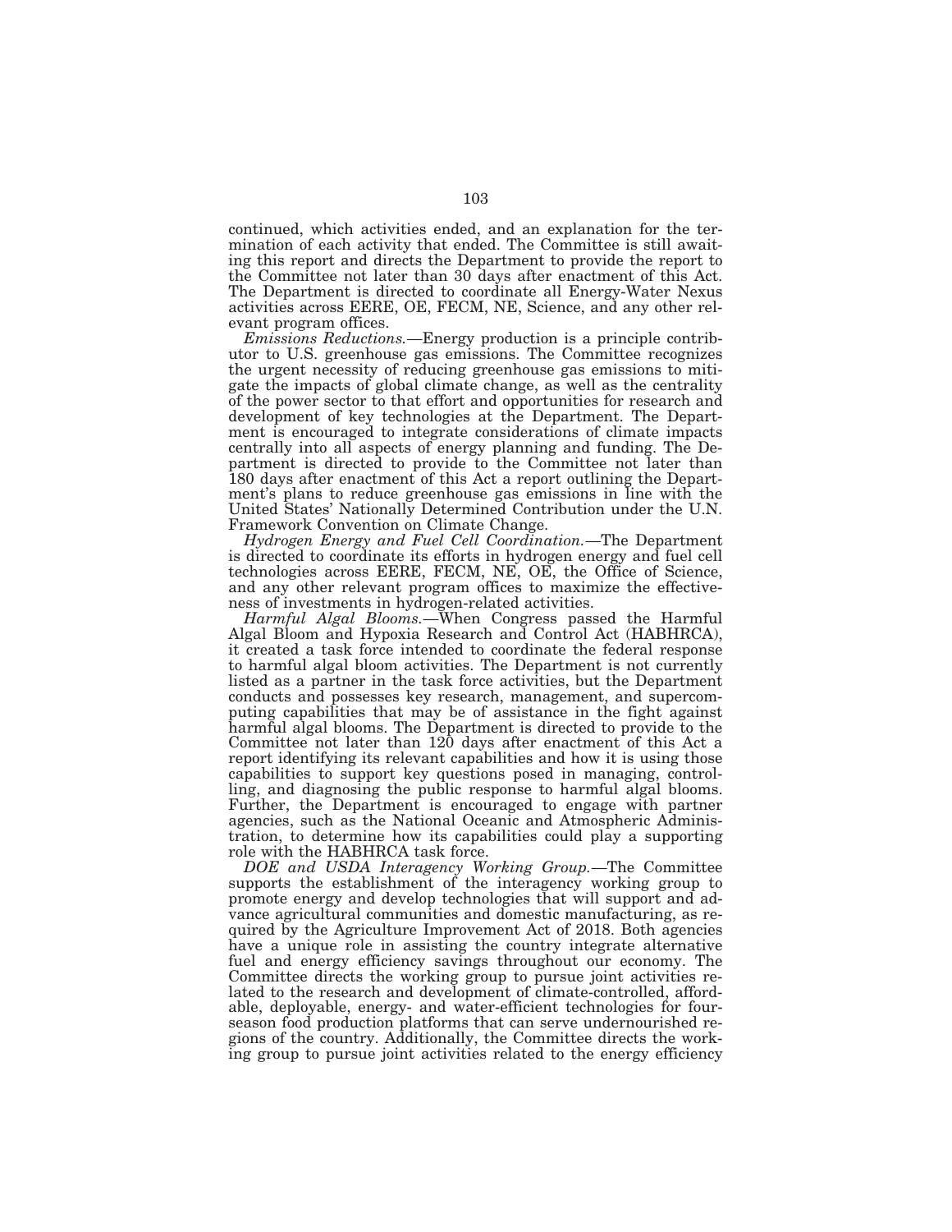continued, which activities ended, and an explanation for the termination of each activity that ended. The Committee is still awaiting this report and directs the Department to provide the report to the Committee not later than 30 days after enactment of this Act. The Department is directed to coordinate all Energy-Water Nexus activities across EERE, OE, FECM, NE, Science, and any other relevant program offices.

*Emissions Reductions.*—Energy production is a principle contributor to U.S. greenhouse gas emissions. The Committee recognizes the urgent necessity of reducing greenhouse gas emissions to mitigate the impacts of global climate change, as well as the centrality of the power sector to that effort and opportunities for research and development of key technologies at the Department. The Department is encouraged to integrate considerations of climate impacts centrally into all aspects of energy planning and funding. The Department is directed to provide to the Committee not later than 180 days after enactment of this Act a report outlining the Department's plans to reduce greenhouse gas emissions in line with the United States' Nationally Determined Contribution under the U.N. Framework Convention on Climate Change.

*Hydrogen Energy and Fuel Cell Coordination.*—The Department is directed to coordinate its efforts in hydrogen energy and fuel cell technologies across EERE, FECM, NE, OE, the Office of Science, and any other relevant program offices to maximize the effectiveness of investments in hydrogen-related activities.

*Harmful Algal Blooms.*—When Congress passed the Harmful Algal Bloom and Hypoxia Research and Control Act (HABHRCA), it created a task force intended to coordinate the federal response to harmful algal bloom activities. The Department is not currently listed as a partner in the task force activities, but the Department conducts and possesses key research, management, and supercomputing capabilities that may be of assistance in the fight against harmful algal blooms. The Department is directed to provide to the Committee not later than 120 days after enactment of this Act a report identifying its relevant capabilities and how it is using those capabilities to support key questions posed in managing, controlling, and diagnosing the public response to harmful algal blooms. Further, the Department is encouraged to engage with partner agencies, such as the National Oceanic and Atmospheric Administration, to determine how its capabilities could play a supporting role with the HABHRCA task force.

*DOE and USDA Interagency Working Group.*—The Committee supports the establishment of the interagency working group to promote energy and develop technologies that will support and advance agricultural communities and domestic manufacturing, as required by the Agriculture Improvement Act of 2018. Both agencies have a unique role in assisting the country integrate alternative fuel and energy efficiency savings throughout our economy. The Committee directs the working group to pursue joint activities related to the research and development of climate-controlled, affordable, deployable, energy- and water-efficient technologies for four-season food production platforms that can serve undernourished regions of the country. Additionally, the Committee directs the working group to pursue joint activities related to the energy efficiency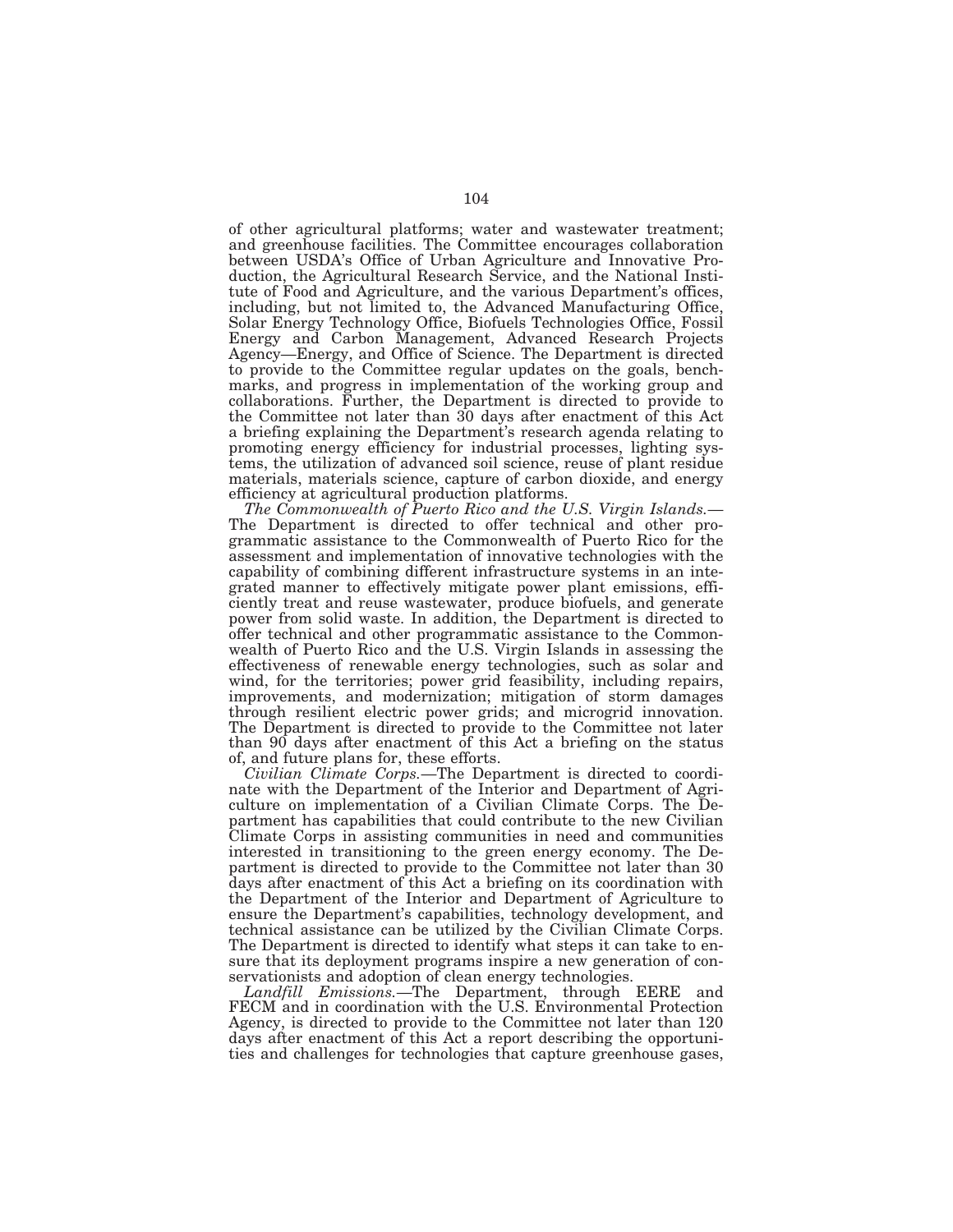of other agricultural platforms; water and wastewater treatment; and greenhouse facilities. The Committee encourages collaboration between USDA's Office of Urban Agriculture and Innovative Production, the Agricultural Research Service, and the National Institute of Food and Agriculture, and the various Department's offices, including, but not limited to, the Advanced Manufacturing Office, Solar Energy Technology Office, Biofuels Technologies Office, Fossil Energy and Carbon Management, Advanced Research Projects Agency—Energy, and Office of Science. The Department is directed to provide to the Committee regular updates on the goals, benchmarks, and progress in implementation of the working group and collaborations. Further, the Department is directed to provide to the Committee not later than 30 days after enactment of this Act a briefing explaining the Department's research agenda relating to promoting energy efficiency for industrial processes, lighting systems, the utilization of advanced soil science, reuse of plant residue materials, materials science, capture of carbon dioxide, and energy efficiency at agricultural production platforms.

*The Commonwealth of Puerto Rico and the U.S. Virgin Islands.*—The Department is directed to offer technical and other programmatic assistance to the Commonwealth of Puerto Rico for the assessment and implementation of innovative technologies with the capability of combining different infrastructure systems in an integrated manner to effectively mitigate power plant emissions, efficiently treat and reuse wastewater, produce biofuels, and generate power from solid waste. In addition, the Department is directed to offer technical and other programmatic assistance to the Commonwealth of Puerto Rico and the U.S. Virgin Islands in assessing the effectiveness of renewable energy technologies, such as solar and wind, for the territories; power grid feasibility, including repairs, improvements, and modernization; mitigation of storm damages through resilient electric power grids; and microgrid innovation. The Department is directed to provide to the Committee not later than 90 days after enactment of this Act a briefing on the status of, and future plans for, these efforts.

*Civilian Climate Corps.*—The Department is directed to coordinate with the Department of the Interior and Department of Agriculture on implementation of a Civilian Climate Corps. The Department has capabilities that could contribute to the new Civilian Climate Corps in assisting communities in need and communities interested in transitioning to the green energy economy. The Department is directed to provide to the Committee not later than 30 days after enactment of this Act a briefing on its coordination with the Department of the Interior and Department of Agriculture to ensure the Department's capabilities, technology development, and technical assistance can be utilized by the Civilian Climate Corps. The Department is directed to identify what steps it can take to ensure that its deployment programs inspire a new generation of conservationists and adoption of clean energy technologies.

*Landfill Emissions.*—The Department, through EERE and FECM and in coordination with the U.S. Environmental Protection Agency, is directed to provide to the Committee not later than 120 days after enactment of this Act a report describing the opportunities and challenges for technologies that capture greenhouse gases,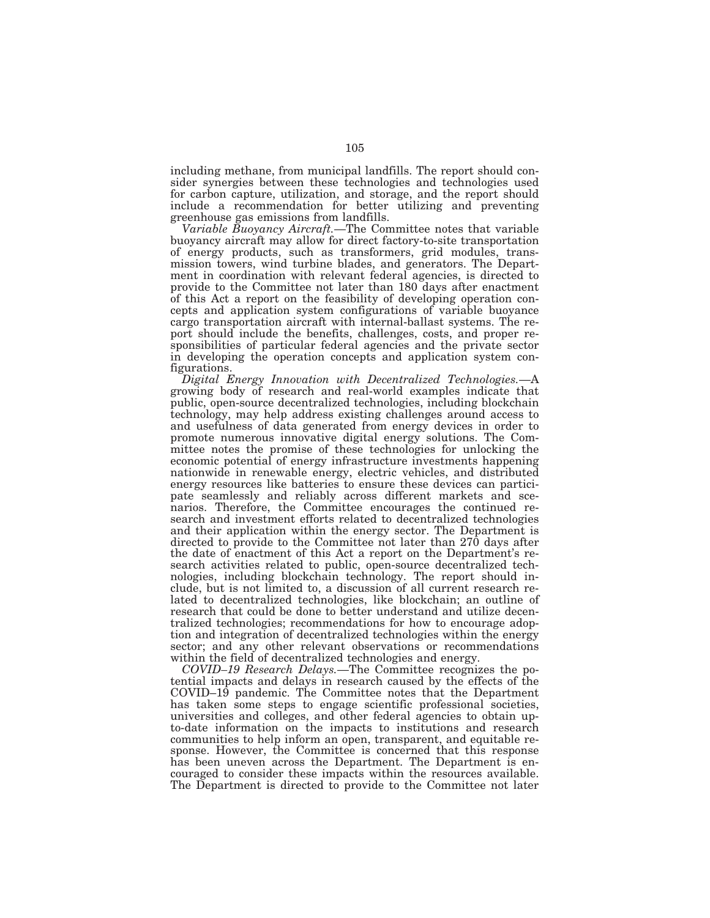including methane, from municipal landfills. The report should consider synergies between these technologies and technologies used for carbon capture, utilization, and storage, and the report should include a recommendation for better utilizing and preventing greenhouse gas emissions from landfills.

*Variable Buoyancy Aircraft.*—The Committee notes that variable buoyancy aircraft may allow for direct factory-to-site transportation of energy products, such as transformers, grid modules, transmission towers, wind turbine blades, and generators. The Department in coordination with relevant federal agencies, is directed to provide to the Committee not later than 180 days after enactment of this Act a report on the feasibility of developing operation concepts and application system configurations of variable buoyance cargo transportation aircraft with internal-ballast systems. The report should include the benefits, challenges, costs, and proper responsibilities of particular federal agencies and the private sector in developing the operation concepts and application system configurations.

*Digital Energy Innovation with Decentralized Technologies.*—A growing body of research and real-world examples indicate that public, open-source decentralized technologies, including blockchain technology, may help address existing challenges around access to and usefulness of data generated from energy devices in order to promote numerous innovative digital energy solutions. The Committee notes the promise of these technologies for unlocking the economic potential of energy infrastructure investments happening nationwide in renewable energy, electric vehicles, and distributed energy resources like batteries to ensure these devices can participate seamlessly and reliably across different markets and scenarios. Therefore, the Committee encourages the continued research and investment efforts related to decentralized technologies and their application within the energy sector. The Department is directed to provide to the Committee not later than 270 days after the date of enactment of this Act a report on the Department's research activities related to public, open-source decentralized technologies, including blockchain technology. The report should include, but is not limited to, a discussion of all current research related to decentralized technologies, like blockchain; an outline of research that could be done to better understand and utilize decentralized technologies; recommendations for how to encourage adoption and integration of decentralized technologies within the energy sector; and any other relevant observations or recommendations within the field of decentralized technologies and energy.

*COVID–19 Research Delays.*—The Committee recognizes the potential impacts and delays in research caused by the effects of the COVID–19 pandemic. The Committee notes that the Department has taken some steps to engage scientific professional societies, universities and colleges, and other federal agencies to obtain up-to-date information on the impacts to institutions and research communities to help inform an open, transparent, and equitable response. However, the Committee is concerned that this response has been uneven across the Department. The Department is encouraged to consider these impacts within the resources available. The Department is directed to provide to the Committee not later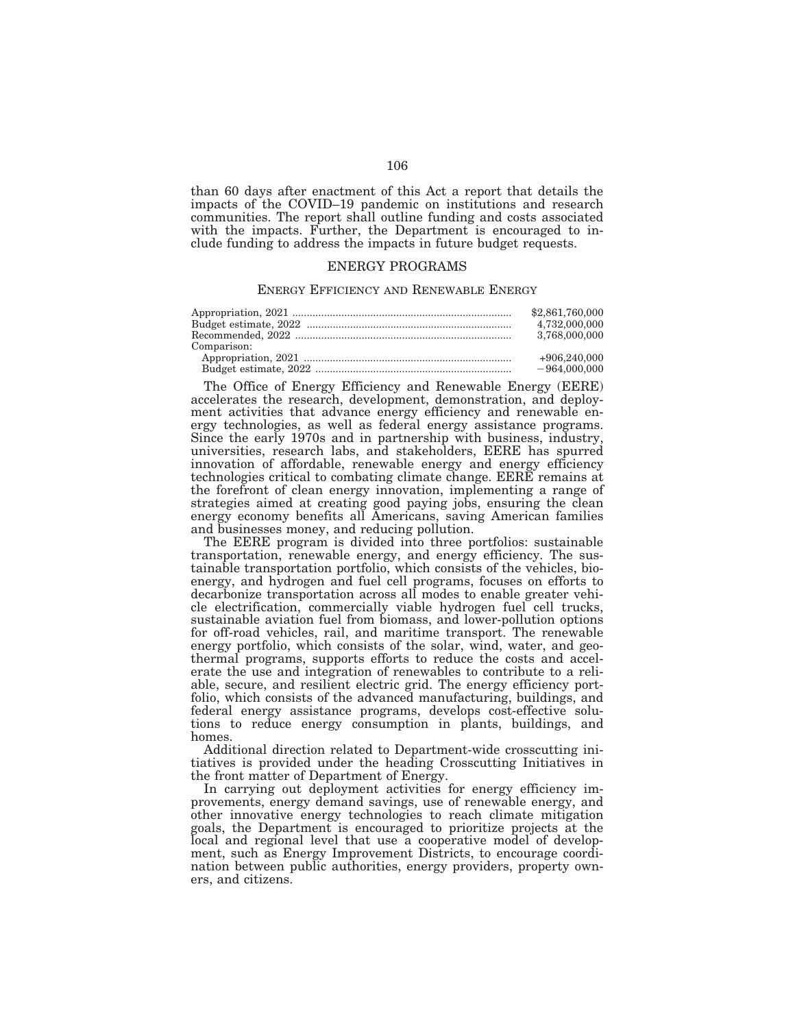than 60 days after enactment of this Act a report that details the impacts of the COVID–19 pandemic on institutions and research communities. The report shall outline funding and costs associated with the impacts. Further, the Department is encouraged to include funding to address the impacts in future budget requests.

## ENERGY PROGRAMS

### ENERGY EFFICIENCY AND RENEWABLE ENERGY

| | |
|---|---|
| Appropriation, 2021 | $2,861,760,000 |
| Budget estimate, 2022 | 4,732,000,000 |
| Recommended, 2022 | 3,768,000,000 |
| Comparison: | |
| Appropriation, 2021 | +906,240,000 |
| Budget estimate, 2022 | −964,000,000 |

The Office of Energy Efficiency and Renewable Energy (EERE) accelerates the research, development, demonstration, and deployment activities that advance energy efficiency and renewable energy technologies, as well as federal energy assistance programs. Since the early 1970s and in partnership with business, industry, universities, research labs, and stakeholders, EERE has spurred innovation of affordable, renewable energy and energy efficiency technologies critical to combating climate change. EERE remains at the forefront of clean energy innovation, implementing a range of strategies aimed at creating good paying jobs, ensuring the clean energy economy benefits all Americans, saving American families and businesses money, and reducing pollution.

The EERE program is divided into three portfolios: sustainable transportation, renewable energy, and energy efficiency. The sustainable transportation portfolio, which consists of the vehicles, bioenergy, and hydrogen and fuel cell programs, focuses on efforts to decarbonize transportation across all modes to enable greater vehicle electrification, commercially viable hydrogen fuel cell trucks, sustainable aviation fuel from biomass, and lower-pollution options for off-road vehicles, rail, and maritime transport. The renewable energy portfolio, which consists of the solar, wind, water, and geothermal programs, supports efforts to reduce the costs and accelerate the use and integration of renewables to contribute to a reliable, secure, and resilient electric grid. The energy efficiency portfolio, which consists of the advanced manufacturing, buildings, and federal energy assistance programs, develops cost-effective solutions to reduce energy consumption in plants, buildings, and homes.

Additional direction related to Department-wide crosscutting initiatives is provided under the heading Crosscutting Initiatives in the front matter of Department of Energy.

In carrying out deployment activities for energy efficiency improvements, energy demand savings, use of renewable energy, and other innovative energy technologies to reach climate mitigation goals, the Department is encouraged to prioritize projects at the local and regional level that use a cooperative model of development, such as Energy Improvement Districts, to encourage coordination between public authorities, energy providers, property owners, and citizens.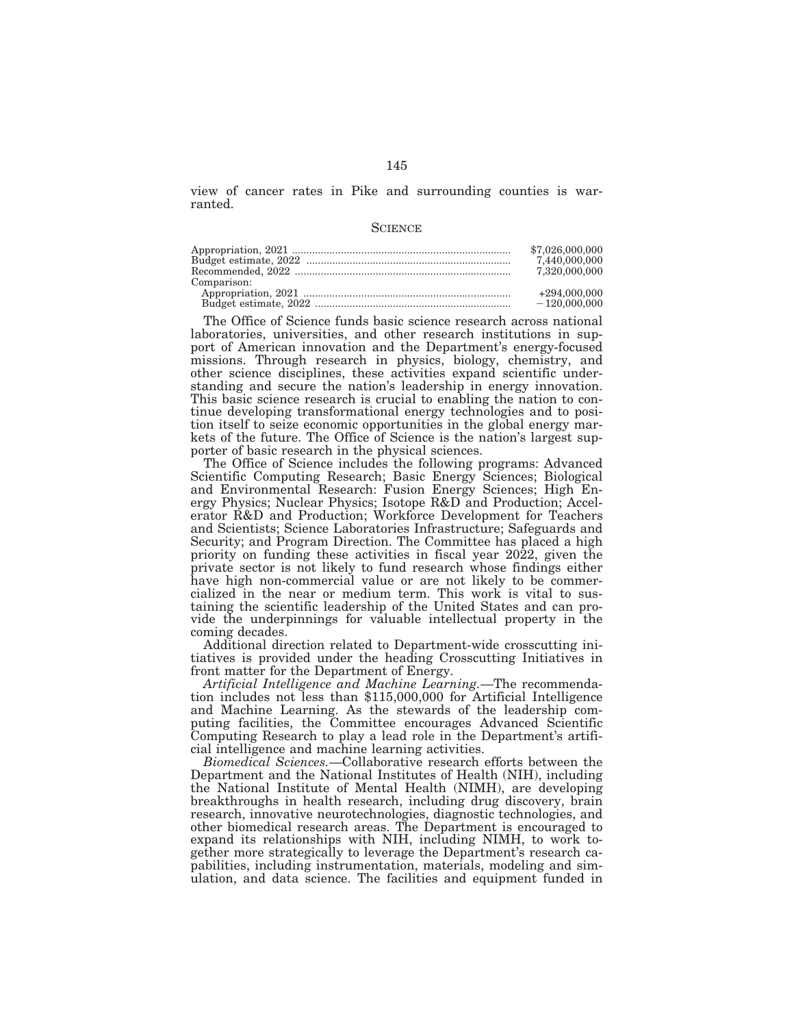view of cancer rates in Pike and surrounding counties is warranted.

## SCIENCE

| | |
|---|---|
| Appropriation, 2021 | $7,026,000,000 |
| Budget estimate, 2022 | 7,440,000,000 |
| Recommended, 2022 | 7,320,000,000 |
| Comparison: | |
| Appropriation, 2021 | +294,000,000 |
| Budget estimate, 2022 | −120,000,000 |

The Office of Science funds basic science research across national laboratories, universities, and other research institutions in support of American innovation and the Department's energy-focused missions. Through research in physics, biology, chemistry, and other science disciplines, these activities expand scientific understanding and secure the nation's leadership in energy innovation. This basic science research is crucial to enabling the nation to continue developing transformational energy technologies and to position itself to seize economic opportunities in the global energy markets of the future. The Office of Science is the nation's largest supporter of basic research in the physical sciences.

The Office of Science includes the following programs: Advanced Scientific Computing Research; Basic Energy Sciences; Biological and Environmental Research: Fusion Energy Sciences; High Energy Physics; Nuclear Physics; Isotope R&D and Production; Accelerator R&D and Production; Workforce Development for Teachers and Scientists; Science Laboratories Infrastructure; Safeguards and Security; and Program Direction. The Committee has placed a high priority on funding these activities in fiscal year 2022, given the private sector is not likely to fund research whose findings either have high non-commercial value or are not likely to be commercialized in the near or medium term. This work is vital to sustaining the scientific leadership of the United States and can provide the underpinnings for valuable intellectual property in the coming decades.

Additional direction related to Department-wide crosscutting initiatives is provided under the heading Crosscutting Initiatives in front matter for the Department of Energy.

*Artificial Intelligence and Machine Learning.*—The recommendation includes not less than $115,000,000 for Artificial Intelligence and Machine Learning. As the stewards of the leadership computing facilities, the Committee encourages Advanced Scientific Computing Research to play a lead role in the Department's artificial intelligence and machine learning activities.

*Biomedical Sciences.*—Collaborative research efforts between the Department and the National Institutes of Health (NIH), including the National Institute of Mental Health (NIMH), are developing breakthroughs in health research, including drug discovery, brain research, innovative neurotechnologies, diagnostic technologies, and other biomedical research areas. The Department is encouraged to expand its relationships with NIH, including NIMH, to work together more strategically to leverage the Department's research capabilities, including instrumentation, materials, modeling and simulation, and data science. The facilities and equipment funded in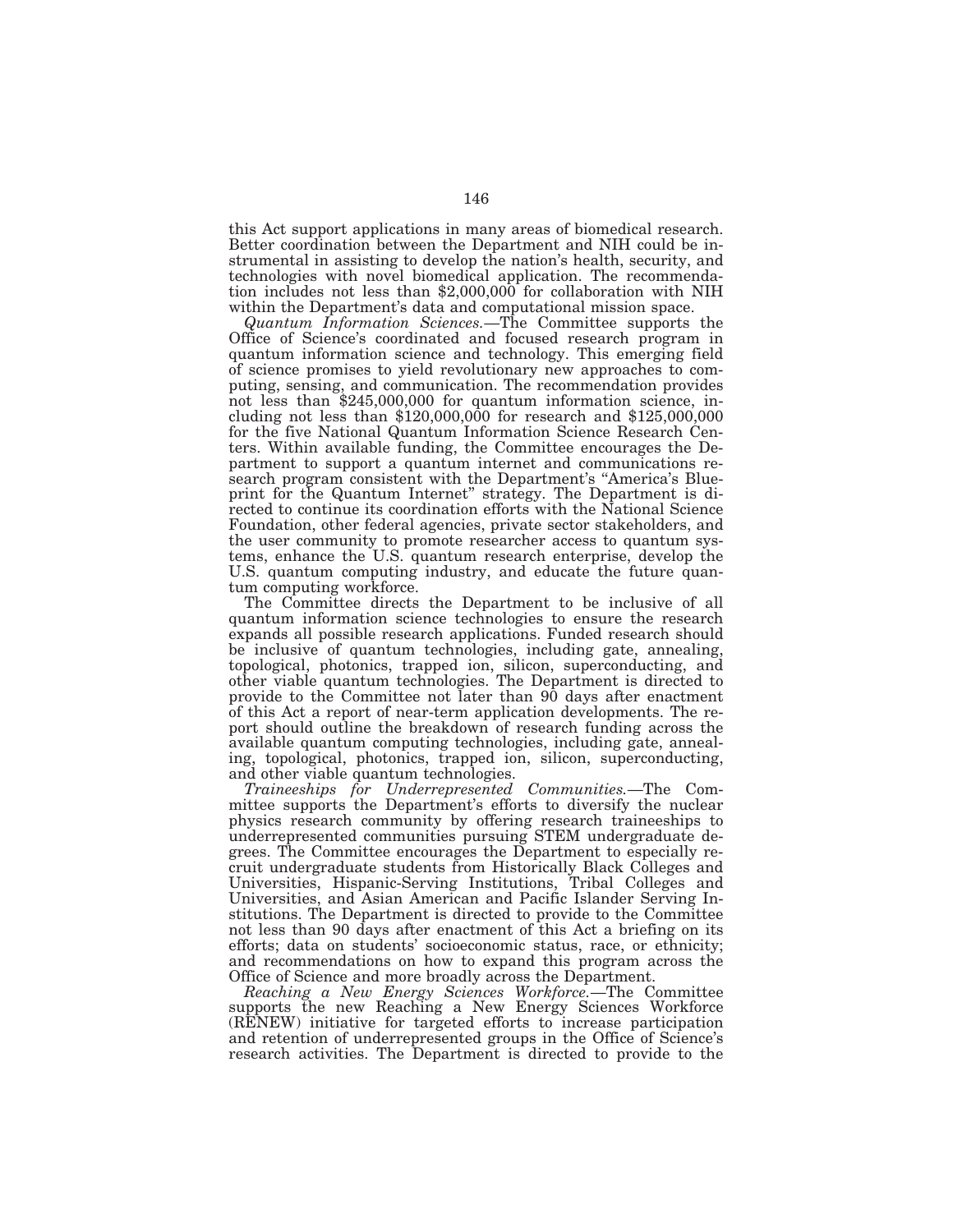this Act support applications in many areas of biomedical research. Better coordination between the Department and NIH could be instrumental in assisting to develop the nation's health, security, and technologies with novel biomedical application. The recommendation includes not less than $2,000,000 for collaboration with NIH within the Department's data and computational mission space.

*Quantum Information Sciences.*—The Committee supports the Office of Science's coordinated and focused research program in quantum information science and technology. This emerging field of science promises to yield revolutionary new approaches to computing, sensing, and communication. The recommendation provides not less than $245,000,000 for quantum information science, including not less than $120,000,000 for research and $125,000,000 for the five National Quantum Information Science Research Centers. Within available funding, the Committee encourages the Department to support a quantum internet and communications research program consistent with the Department's "America's Blueprint for the Quantum Internet" strategy. The Department is directed to continue its coordination efforts with the National Science Foundation, other federal agencies, private sector stakeholders, and the user community to promote researcher access to quantum systems, enhance the U.S. quantum research enterprise, develop the U.S. quantum computing industry, and educate the future quantum computing workforce.

The Committee directs the Department to be inclusive of all quantum information science technologies to ensure the research expands all possible research applications. Funded research should be inclusive of quantum technologies, including gate, annealing, topological, photonics, trapped ion, silicon, superconducting, and other viable quantum technologies. The Department is directed to provide to the Committee not later than 90 days after enactment of this Act a report of near-term application developments. The report should outline the breakdown of research funding across the available quantum computing technologies, including gate, annealing, topological, photonics, trapped ion, silicon, superconducting, and other viable quantum technologies.

*Traineeships for Underrepresented Communities.*—The Committee supports the Department's efforts to diversify the nuclear physics research community by offering research traineeships to underrepresented communities pursuing STEM undergraduate degrees. The Committee encourages the Department to especially recruit undergraduate students from Historically Black Colleges and Universities, Hispanic-Serving Institutions, Tribal Colleges and Universities, and Asian American and Pacific Islander Serving Institutions. The Department is directed to provide to the Committee not less than 90 days after enactment of this Act a briefing on its efforts; data on students' socioeconomic status, race, or ethnicity; and recommendations on how to expand this program across the Office of Science and more broadly across the Department.

*Reaching a New Energy Sciences Workforce.*—The Committee supports the new Reaching a New Energy Sciences Workforce (RENEW) initiative for targeted efforts to increase participation and retention of underrepresented groups in the Office of Science's research activities. The Department is directed to provide to the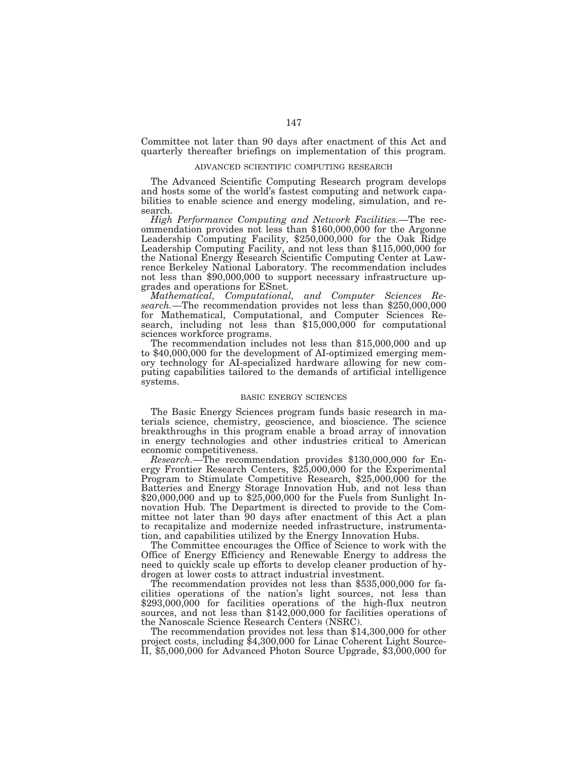Committee not later than 90 days after enactment of this Act and quarterly thereafter briefings on implementation of this program.

## ADVANCED SCIENTIFIC COMPUTING RESEARCH

The Advanced Scientific Computing Research program develops and hosts some of the world's fastest computing and network capabilities to enable science and energy modeling, simulation, and research.

*High Performance Computing and Network Facilities.*—The recommendation provides not less than $160,000,000 for the Argonne Leadership Computing Facility, $250,000,000 for the Oak Ridge Leadership Computing Facility, and not less than $115,000,000 for the National Energy Research Scientific Computing Center at Lawrence Berkeley National Laboratory. The recommendation includes not less than $90,000,000 to support necessary infrastructure upgrades and operations for ESnet.

*Mathematical, Computational, and Computer Sciences Research.*—The recommendation provides not less than $250,000,000 for Mathematical, Computational, and Computer Sciences Research, including not less than $15,000,000 for computational sciences workforce programs.

The recommendation includes not less than $15,000,000 and up to $40,000,000 for the development of AI-optimized emerging memory technology for AI-specialized hardware allowing for new computing capabilities tailored to the demands of artificial intelligence systems.

## BASIC ENERGY SCIENCES

The Basic Energy Sciences program funds basic research in materials science, chemistry, geoscience, and bioscience. The science breakthroughs in this program enable a broad array of innovation in energy technologies and other industries critical to American economic competitiveness.

*Research.*—The recommendation provides $130,000,000 for Energy Frontier Research Centers, $25,000,000 for the Experimental Program to Stimulate Competitive Research, $25,000,000 for the Batteries and Energy Storage Innovation Hub, and not less than $20,000,000 and up to $25,000,000 for the Fuels from Sunlight Innovation Hub. The Department is directed to provide to the Committee not later than 90 days after enactment of this Act a plan to recapitalize and modernize needed infrastructure, instrumentation, and capabilities utilized by the Energy Innovation Hubs.

The Committee encourages the Office of Science to work with the Office of Energy Efficiency and Renewable Energy to address the need to quickly scale up efforts to develop cleaner production of hydrogen at lower costs to attract industrial investment.

The recommendation provides not less than $535,000,000 for facilities operations of the nation's light sources, not less than $293,000,000 for facilities operations of the high-flux neutron sources, and not less than $142,000,000 for facilities operations of the Nanoscale Science Research Centers (NSRC).

The recommendation provides not less than $14,300,000 for other project costs, including $4,300,000 for Linac Coherent Light Source-II, $5,000,000 for Advanced Photon Source Upgrade, $3,000,000 for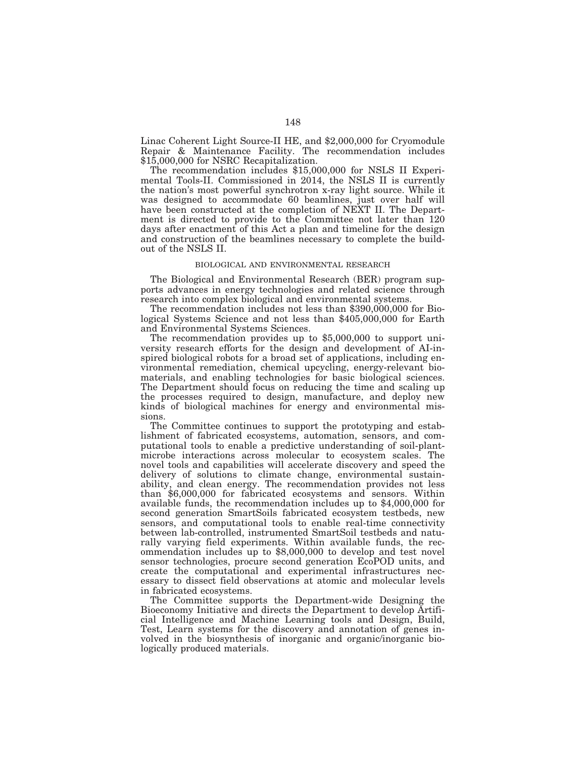Linac Coherent Light Source-II HE, and $2,000,000 for Cryomodule Repair & Maintenance Facility. The recommendation includes $15,000,000 for NSRC Recapitalization.

The recommendation includes $15,000,000 for NSLS II Experimental Tools-II. Commissioned in 2014, the NSLS II is currently the nation's most powerful synchrotron x-ray light source. While it was designed to accommodate 60 beamlines, just over half will have been constructed at the completion of NEXT II. The Department is directed to provide to the Committee not later than 120 days after enactment of this Act a plan and timeline for the design and construction of the beamlines necessary to complete the buildout of the NSLS II.

## BIOLOGICAL AND ENVIRONMENTAL RESEARCH

The Biological and Environmental Research (BER) program supports advances in energy technologies and related science through research into complex biological and environmental systems.

The recommendation includes not less than $390,000,000 for Biological Systems Science and not less than $405,000,000 for Earth and Environmental Systems Sciences.

The recommendation provides up to $5,000,000 to support university research efforts for the design and development of AI-inspired biological robots for a broad set of applications, including environmental remediation, chemical upcycling, energy-relevant biomaterials, and enabling technologies for basic biological sciences. The Department should focus on reducing the time and scaling up the processes required to design, manufacture, and deploy new kinds of biological machines for energy and environmental missions.

The Committee continues to support the prototyping and establishment of fabricated ecosystems, automation, sensors, and computational tools to enable a predictive understanding of soil-plant-microbe interactions across molecular to ecosystem scales. The novel tools and capabilities will accelerate discovery and speed the delivery of solutions to climate change, environmental sustainability, and clean energy. The recommendation provides not less than $6,000,000 for fabricated ecosystems and sensors. Within available funds, the recommendation includes up to $4,000,000 for second generation SmartSoils fabricated ecosystem testbeds, new sensors, and computational tools to enable real-time connectivity between lab-controlled, instrumented SmartSoil testbeds and naturally varying field experiments. Within available funds, the recommendation includes up to $8,000,000 to develop and test novel sensor technologies, procure second generation EcoPOD units, and create the computational and experimental infrastructures necessary to dissect field observations at atomic and molecular levels in fabricated ecosystems.

The Committee supports the Department-wide Designing the Bioeconomy Initiative and directs the Department to develop Artificial Intelligence and Machine Learning tools and Design, Build, Test, Learn systems for the discovery and annotation of genes involved in the biosynthesis of inorganic and organic/inorganic biologically produced materials.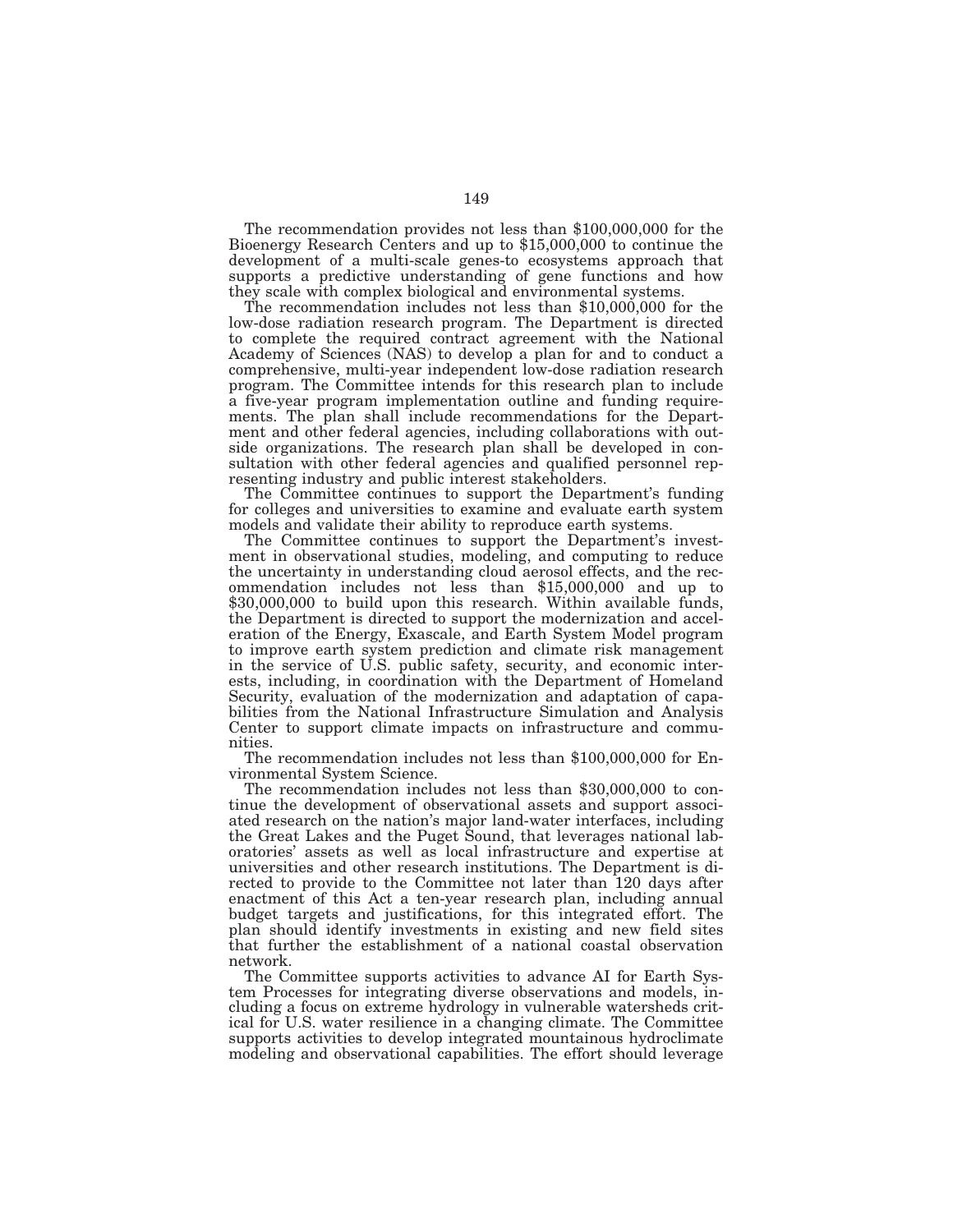The recommendation provides not less than $100,000,000 for the Bioenergy Research Centers and up to $15,000,000 to continue the development of a multi-scale genes-to ecosystems approach that supports a predictive understanding of gene functions and how they scale with complex biological and environmental systems.

The recommendation includes not less than $10,000,000 for the low-dose radiation research program. The Department is directed to complete the required contract agreement with the National Academy of Sciences (NAS) to develop a plan for and to conduct a comprehensive, multi-year independent low-dose radiation research program. The Committee intends for this research plan to include a five-year program implementation outline and funding requirements. The plan shall include recommendations for the Department and other federal agencies, including collaborations with outside organizations. The research plan shall be developed in consultation with other federal agencies and qualified personnel representing industry and public interest stakeholders.

The Committee continues to support the Department's funding for colleges and universities to examine and evaluate earth system models and validate their ability to reproduce earth systems.

The Committee continues to support the Department's investment in observational studies, modeling, and computing to reduce the uncertainty in understanding cloud aerosol effects, and the recommendation includes not less than $15,000,000 and up to $30,000,000 to build upon this research. Within available funds, the Department is directed to support the modernization and acceleration of the Energy, Exascale, and Earth System Model program to improve earth system prediction and climate risk management in the service of U.S. public safety, security, and economic interests, including, in coordination with the Department of Homeland Security, evaluation of the modernization and adaptation of capabilities from the National Infrastructure Simulation and Analysis Center to support climate impacts on infrastructure and communities.

The recommendation includes not less than $100,000,000 for Environmental System Science.

The recommendation includes not less than $30,000,000 to continue the development of observational assets and support associated research on the nation's major land-water interfaces, including the Great Lakes and the Puget Sound, that leverages national laboratories' assets as well as local infrastructure and expertise at universities and other research institutions. The Department is directed to provide to the Committee not later than 120 days after enactment of this Act a ten-year research plan, including annual budget targets and justifications, for this integrated effort. The plan should identify investments in existing and new field sites that further the establishment of a national coastal observation network.

The Committee supports activities to advance AI for Earth System Processes for integrating diverse observations and models, including a focus on extreme hydrology in vulnerable watersheds critical for U.S. water resilience in a changing climate. The Committee supports activities to develop integrated mountainous hydroclimate modeling and observational capabilities. The effort should leverage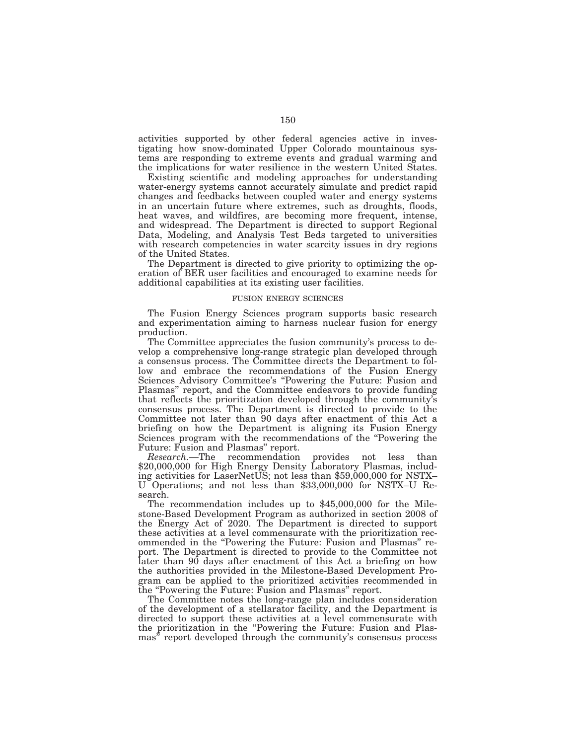activities supported by other federal agencies active in investigating how snow-dominated Upper Colorado mountainous systems are responding to extreme events and gradual warming and the implications for water resilience in the western United States.

Existing scientific and modeling approaches for understanding water-energy systems cannot accurately simulate and predict rapid changes and feedbacks between coupled water and energy systems in an uncertain future where extremes, such as droughts, floods, heat waves, and wildfires, are becoming more frequent, intense, and widespread. The Department is directed to support Regional Data, Modeling, and Analysis Test Beds targeted to universities with research competencies in water scarcity issues in dry regions of the United States.

The Department is directed to give priority to optimizing the operation of BER user facilities and encouraged to examine needs for additional capabilities at its existing user facilities.

## FUSION ENERGY SCIENCES

The Fusion Energy Sciences program supports basic research and experimentation aiming to harness nuclear fusion for energy production.

The Committee appreciates the fusion community's process to develop a comprehensive long-range strategic plan developed through a consensus process. The Committee directs the Department to follow and embrace the recommendations of the Fusion Energy Sciences Advisory Committee's "Powering the Future: Fusion and Plasmas" report, and the Committee endeavors to provide funding that reflects the prioritization developed through the community's consensus process. The Department is directed to provide to the Committee not later than 90 days after enactment of this Act a briefing on how the Department is aligning its Fusion Energy Sciences program with the recommendations of the "Powering the Future: Fusion and Plasmas" report.

*Research*.—The recommendation provides not less than $20,000,000 for High Energy Density Laboratory Plasmas, including activities for LaserNetUS; not less than $59,000,000 for NSTX–U Operations; and not less than $33,000,000 for NSTX–U Research.

The recommendation includes up to $45,000,000 for the Milestone-Based Development Program as authorized in section 2008 of the Energy Act of 2020. The Department is directed to support these activities at a level commensurate with the prioritization recommended in the "Powering the Future: Fusion and Plasmas" report. The Department is directed to provide to the Committee not later than 90 days after enactment of this Act a briefing on how the authorities provided in the Milestone-Based Development Program can be applied to the prioritized activities recommended in the "Powering the Future: Fusion and Plasmas" report.

The Committee notes the long-range plan includes consideration of the development of a stellarator facility, and the Department is directed to support these activities at a level commensurate with the prioritization in the "Powering the Future: Fusion and Plasmas" report developed through the community's consensus process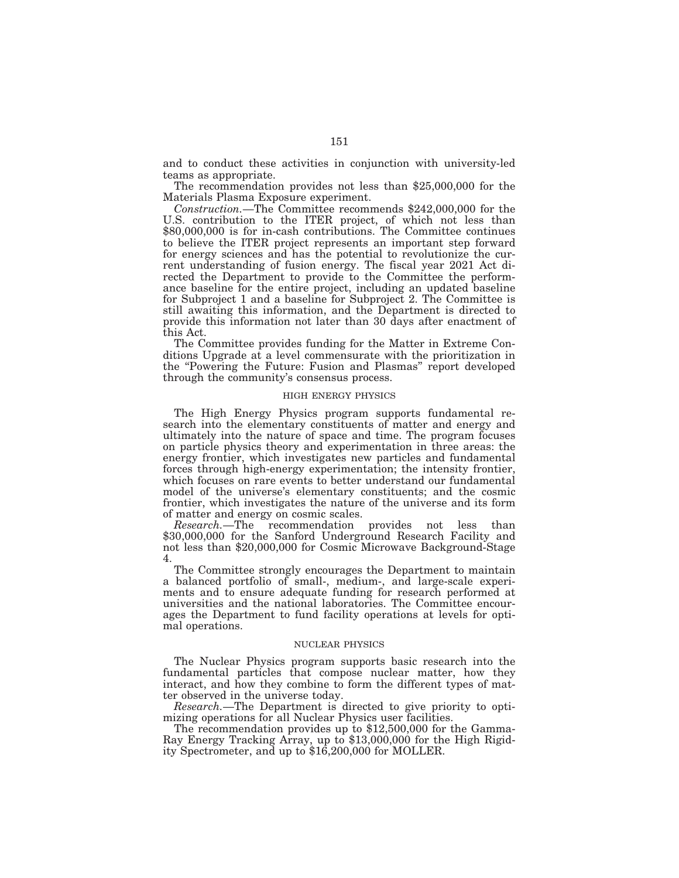and to conduct these activities in conjunction with university-led teams as appropriate.

The recommendation provides not less than $25,000,000 for the Materials Plasma Exposure experiment.

*Construction.*—The Committee recommends $242,000,000 for the U.S. contribution to the ITER project, of which not less than $80,000,000 is for in-cash contributions. The Committee continues to believe the ITER project represents an important step forward for energy sciences and has the potential to revolutionize the current understanding of fusion energy. The fiscal year 2021 Act directed the Department to provide to the Committee the performance baseline for the entire project, including an updated baseline for Subproject 1 and a baseline for Subproject 2. The Committee is still awaiting this information, and the Department is directed to provide this information not later than 30 days after enactment of this Act.

The Committee provides funding for the Matter in Extreme Conditions Upgrade at a level commensurate with the prioritization in the "Powering the Future: Fusion and Plasmas" report developed through the community's consensus process.

## HIGH ENERGY PHYSICS

The High Energy Physics program supports fundamental research into the elementary constituents of matter and energy and ultimately into the nature of space and time. The program focuses on particle physics theory and experimentation in three areas: the energy frontier, which investigates new particles and fundamental forces through high-energy experimentation; the intensity frontier, which focuses on rare events to better understand our fundamental model of the universe's elementary constituents; and the cosmic frontier, which investigates the nature of the universe and its form of matter and energy on cosmic scales.

*Research.*—The recommendation provides not less than $30,000,000 for the Sanford Underground Research Facility and not less than $20,000,000 for Cosmic Microwave Background-Stage 4.

The Committee strongly encourages the Department to maintain a balanced portfolio of small-, medium-, and large-scale experiments and to ensure adequate funding for research performed at universities and the national laboratories. The Committee encourages the Department to fund facility operations at levels for optimal operations.

## NUCLEAR PHYSICS

The Nuclear Physics program supports basic research into the fundamental particles that compose nuclear matter, how they interact, and how they combine to form the different types of matter observed in the universe today.

*Research.*—The Department is directed to give priority to optimizing operations for all Nuclear Physics user facilities.

The recommendation provides up to $12,500,000 for the Gamma-Ray Energy Tracking Array, up to $13,000,000 for the High Rigidity Spectrometer, and up to $16,200,000 for MOLLER.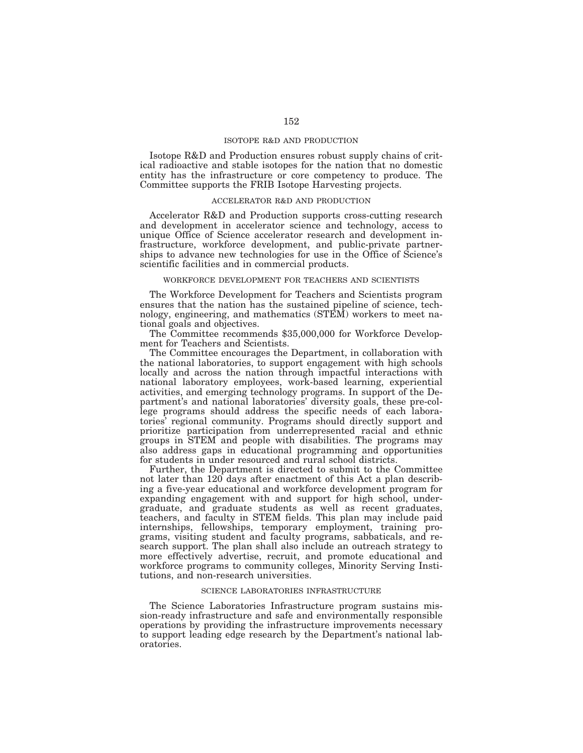### ISOTOPE R&D AND PRODUCTION

Isotope R&D and Production ensures robust supply chains of critical radioactive and stable isotopes for the nation that no domestic entity has the infrastructure or core competency to produce. The Committee supports the FRIB Isotope Harvesting projects.

### ACCELERATOR R&D AND PRODUCTION

Accelerator R&D and Production supports cross-cutting research and development in accelerator science and technology, access to unique Office of Science accelerator research and development infrastructure, workforce development, and public-private partnerships to advance new technologies for use in the Office of Science's scientific facilities and in commercial products.

### WORKFORCE DEVELOPMENT FOR TEACHERS AND SCIENTISTS

The Workforce Development for Teachers and Scientists program ensures that the nation has the sustained pipeline of science, technology, engineering, and mathematics (STEM) workers to meet national goals and objectives.

The Committee recommends $35,000,000 for Workforce Development for Teachers and Scientists.

The Committee encourages the Department, in collaboration with the national laboratories, to support engagement with high schools locally and across the nation through impactful interactions with national laboratory employees, work-based learning, experiential activities, and emerging technology programs. In support of the Department's and national laboratories' diversity goals, these pre-college programs should address the specific needs of each laboratories' regional community. Programs should directly support and prioritize participation from underrepresented racial and ethnic groups in STEM and people with disabilities. The programs may also address gaps in educational programming and opportunities for students in under resourced and rural school districts.

Further, the Department is directed to submit to the Committee not later than 120 days after enactment of this Act a plan describing a five-year educational and workforce development program for expanding engagement with and support for high school, undergraduate, and graduate students as well as recent graduates, teachers, and faculty in STEM fields. This plan may include paid internships, fellowships, temporary employment, training programs, visiting student and faculty programs, sabbaticals, and research support. The plan shall also include an outreach strategy to more effectively advertise, recruit, and promote educational and workforce programs to community colleges, Minority Serving Institutions, and non-research universities.

### SCIENCE LABORATORIES INFRASTRUCTURE

The Science Laboratories Infrastructure program sustains mission-ready infrastructure and safe and environmentally responsible operations by providing the infrastructure improvements necessary to support leading edge research by the Department's national laboratories.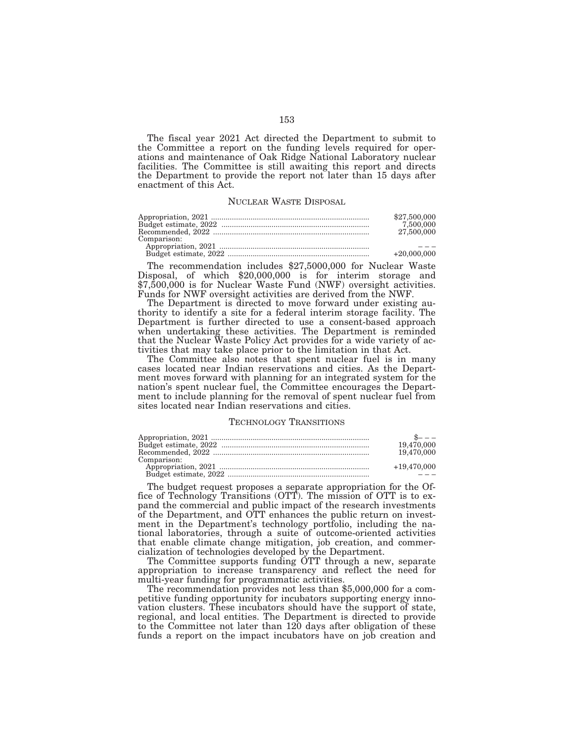The fiscal year 2021 Act directed the Department to submit to the Committee a report on the funding levels required for operations and maintenance of Oak Ridge National Laboratory nuclear facilities. The Committee is still awaiting this report and directs the Department to provide the report not later than 15 days after enactment of this Act.

## NUCLEAR WASTE DISPOSAL

| | |
|---|---|
| Appropriation, 2021 | $27,500,000 |
| Budget estimate, 2022 | 7,500,000 |
| Recommended, 2022 | 27,500,000 |
| Comparison: | |
| Appropriation, 2021 | – – – |
| Budget estimate, 2022 | +20,000,000 |

The recommendation includes $27,5000,000 for Nuclear Waste Disposal, of which $20,000,000 is for interim storage and $7,500,000 is for Nuclear Waste Fund (NWF) oversight activities. Funds for NWF oversight activities are derived from the NWF.

The Department is directed to move forward under existing authority to identify a site for a federal interim storage facility. The Department is further directed to use a consent-based approach when undertaking these activities. The Department is reminded that the Nuclear Waste Policy Act provides for a wide variety of activities that may take place prior to the limitation in that Act.

The Committee also notes that spent nuclear fuel is in many cases located near Indian reservations and cities. As the Department moves forward with planning for an integrated system for the nation's spent nuclear fuel, the Committee encourages the Department to include planning for the removal of spent nuclear fuel from sites located near Indian reservations and cities.

## TECHNOLOGY TRANSITIONS

| | |
|---|---|
| Appropriation, 2021 | $– – – |
| Budget estimate, 2022 | 19,470,000 |
| Recommended, 2022 | 19,470,000 |
| Comparison: | |
| Appropriation, 2021 | +19,470,000 |
| Budget estimate, 2022 | – – – |

The budget request proposes a separate appropriation for the Office of Technology Transitions (OTT). The mission of OTT is to expand the commercial and public impact of the research investments of the Department, and OTT enhances the public return on investment in the Department's technology portfolio, including the national laboratories, through a suite of outcome-oriented activities that enable climate change mitigation, job creation, and commercialization of technologies developed by the Department.

The Committee supports funding OTT through a new, separate appropriation to increase transparency and reflect the need for multi-year funding for programmatic activities.

The recommendation provides not less than $5,000,000 for a competitive funding opportunity for incubators supporting energy innovation clusters. These incubators should have the support of state, regional, and local entities. The Department is directed to provide to the Committee not later than 120 days after obligation of these funds a report on the impact incubators have on job creation and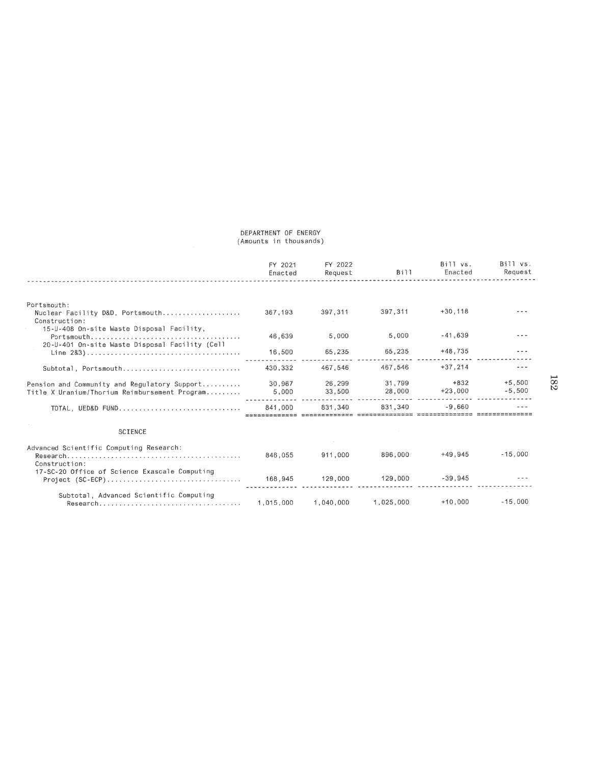DEPARTMENT OF ENERGY
(Amounts in thousands)

| | FY 2021 Enacted | FY 2022 Request | Bill | Bill vs. Enacted | Bill vs. Request |
|---|---|---|---|---|---|
| Portsmouth: | | | | | |
| Nuclear Facility D&D, Portsmouth | 367,193 | 397,311 | 397,311 | +30,118 | --- |
| Construction: | | | | | |
| 15-U-408 On-site Waste Disposal Facility, Portsmouth | 46,639 | 5,000 | 5,000 | -41,639 | --- |
| 20-U-401 On-site Waste Disposal Facility (Cell Line 2&3) | 16,500 | 65,235 | 65,235 | +48,735 | --- |
| Subtotal, Portsmouth | 430,332 | 467,546 | 467,546 | +37,214 | --- |
| Pension and Community and Regulatory Support | 30,967 | 26,299 | 31,799 | +832 | +5,500 |
| Title X Uranium/Thorium Reimbursement Program | 5,000 | 33,500 | 28,000 | +23,000 | -5,500 |
| TOTAL, UED&D FUND | 841,000 | 831,340 | 831,340 | -9,660 | --- |
| SCIENCE | | | | | |
| Advanced Scientific Computing Research: | | | | | |
| Research | 846,055 | 911,000 | 896,000 | +49,945 | -15,000 |
| Construction: | | | | | |
| 17-SC-20 Office of Science Exascale Computing Project (SC-ECP) | 168,945 | 129,000 | 129,000 | -39,945 | --- |
| Subtotal, Advanced Scientific Computing Research | 1,015,000 | 1,040,000 | 1,025,000 | +10,000 | -15,000 |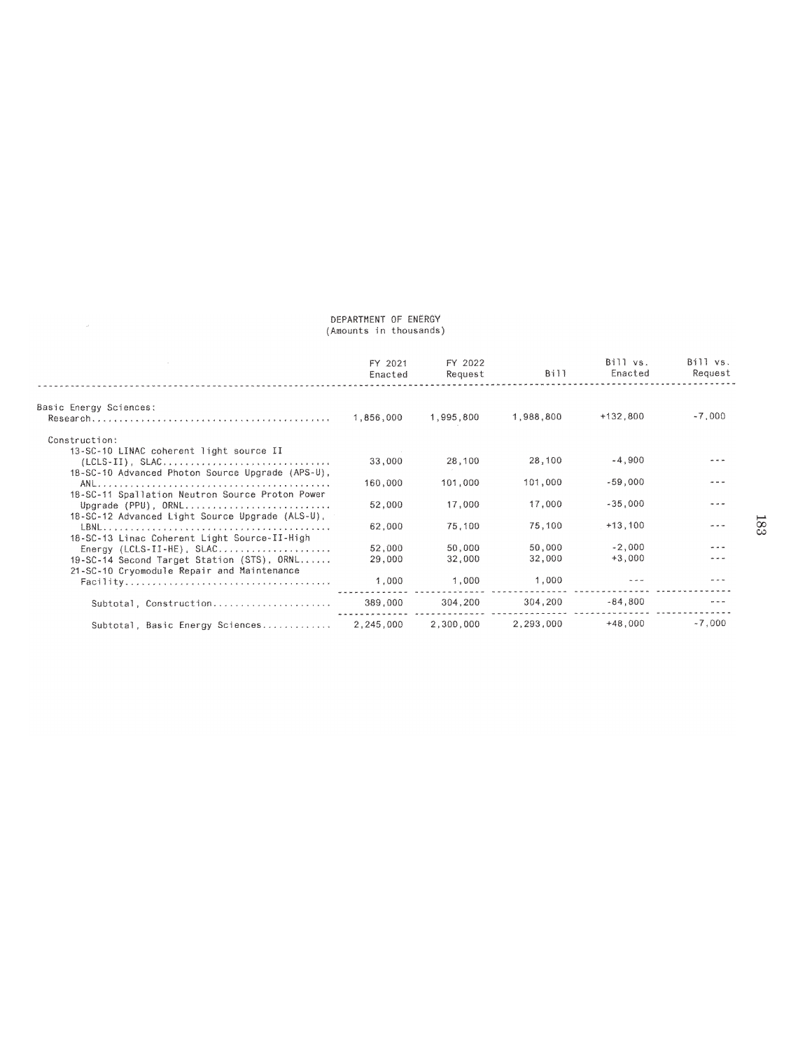DEPARTMENT OF ENERGY
(Amounts in thousands)

| | FY 2021 Enacted | FY 2022 Request | Bill | Bill vs. Enacted | Bill vs. Request |
|---|---|---|---|---|---|
| Basic Energy Sciences: | | | | | |
| Research | 1,856,000 | 1,995,800 | 1,988,800 | +132,800 | -7,000 |
| Construction: | | | | | |
| 13-SC-10 LINAC coherent light source II (LCLS-II), SLAC | 33,000 | 28,100 | 28,100 | -4,900 | --- |
| 18-SC-10 Advanced Photon Source Upgrade (APS-U), ANL | 160,000 | 101,000 | 101,000 | -59,000 | --- |
| 18-SC-11 Spallation Neutron Source Proton Power Upgrade (PPU), ORNL | 52,000 | 17,000 | 17,000 | -35,000 | --- |
| 18-SC-12 Advanced Light Source Upgrade (ALS-U), LBNL | 62,000 | 75,100 | 75,100 | +13,100 | --- |
| 18-SC-13 Linac Coherent Light Source-II-High Energy (LCLS-II-HE), SLAC | 52,000 | 50,000 | 50,000 | -2,000 | --- |
| 19-SC-14 Second Target Station (STS), ORNL | 29,000 | 32,000 | 32,000 | +3,000 | --- |
| 21-SC-10 Cryomodule Repair and Maintenance Facility | 1,000 | 1,000 | 1,000 | --- | --- |
| Subtotal, Construction | 389,000 | 304,200 | 304,200 | -84,800 | --- |
| Subtotal, Basic Energy Sciences | 2,245,000 | 2,300,000 | 2,293,000 | +48,000 | -7,000 |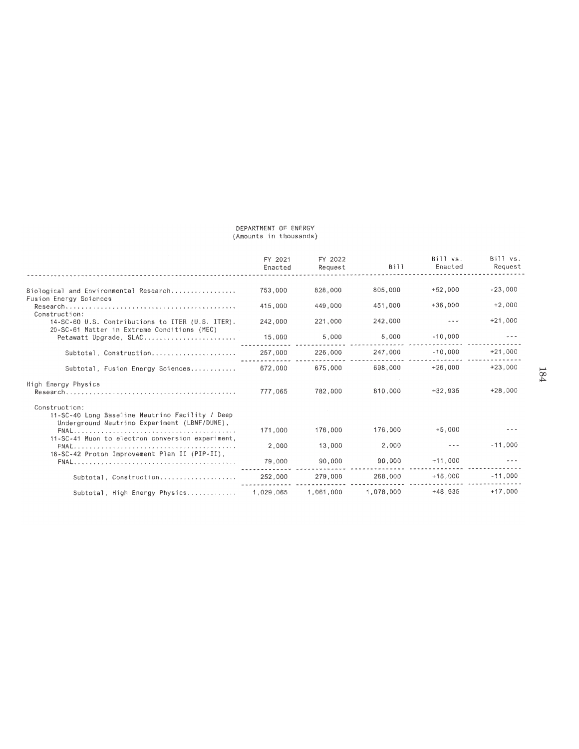DEPARTMENT OF ENERGY
(Amounts in thousands)

| | FY 2021 Enacted | FY 2022 Request | Bill | Bill vs. Enacted | Bill vs. Request |
|---|---|---|---|---|---|
| Biological and Environmental Research | 753,000 | 828,000 | 805,000 | +52,000 | -23,000 |
| Fusion Energy Sciences | | | | | |
| Research | 415,000 | 449,000 | 451,000 | +36,000 | +2,000 |
| Construction: | | | | | |
| 14-SC-60 U.S. Contributions to ITER (U.S. ITER) | 242,000 | 221,000 | 242,000 | --- | +21,000 |
| 20-SC-61 Matter in Extreme Conditions (MEC) Petawatt Upgrade, SLAC | 15,000 | 5,000 | 5,000 | -10,000 | --- |
| Subtotal, Construction | 257,000 | 226,000 | 247,000 | -10,000 | +21,000 |
| Subtotal, Fusion Energy Sciences | 672,000 | 675,000 | 698,000 | +26,000 | +23,000 |
| High Energy Physics | | | | | |
| Research | 777,065 | 782,000 | 810,000 | +32,935 | +28,000 |
| Construction: | | | | | |
| 11-SC-40 Long Baseline Neutrino Facility / Deep Underground Neutrino Experiment (LBNF/DUNE), FNAL | 171,000 | 176,000 | 176,000 | +5,000 | --- |
| 11-SC-41 Muon to electron conversion experiment, FNAL | 2,000 | 13,000 | 2,000 | --- | -11,000 |
| 18-SC-42 Proton Improvement Plan II (PIP-II), FNAL | 79,000 | 90,000 | 90,000 | +11,000 | --- |
| Subtotal, Construction | 252,000 | 279,000 | 268,000 | +16,000 | -11,000 |
| Subtotal, High Energy Physics | 1,029,065 | 1,061,000 | 1,078,000 | +48,935 | +17,000 |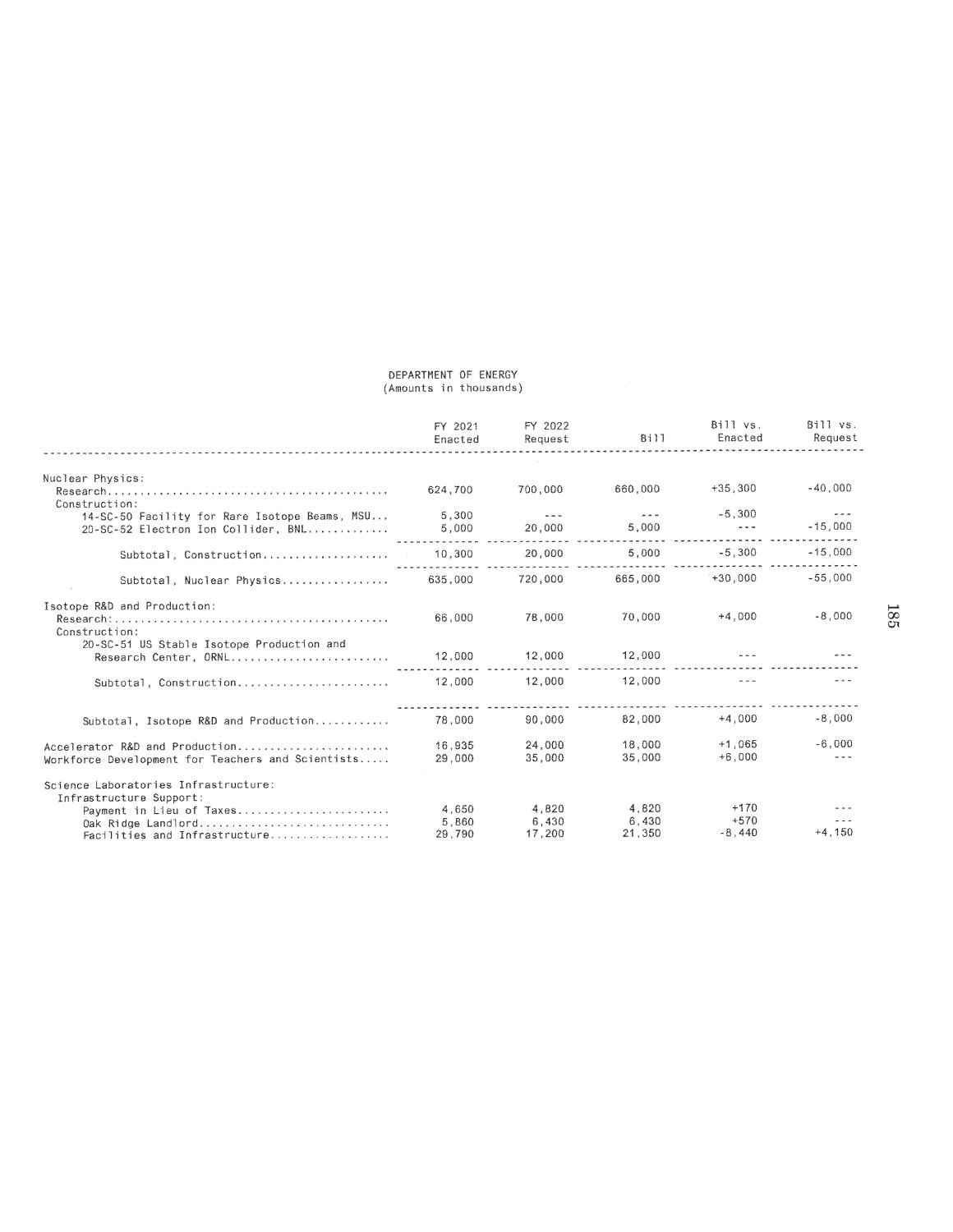DEPARTMENT OF ENERGY
(Amounts in thousands)

| | FY 2021 Enacted | FY 2022 Request | Bill | Bill vs. Enacted | Bill vs. Request |
|---|---|---|---|---|---|
| Nuclear Physics: | | | | | |
| Research | 624,700 | 700,000 | 660,000 | +35,300 | -40,000 |
| Construction: | | | | | |
| 14-SC-50 Facility for Rare Isotope Beams, MSU | 5,300 | --- | --- | -5,300 | --- |
| 20-SC-52 Electron Ion Collider, BNL | 5,000 | 20,000 | 5,000 | --- | -15,000 |
| Subtotal, Construction | 10,300 | 20,000 | 5,000 | -5,300 | -15,000 |
| Subtotal, Nuclear Physics | 635,000 | 720,000 | 665,000 | +30,000 | -55,000 |
| Isotope R&D and Production: | | | | | |
| Research: | 66,000 | 78,000 | 70,000 | +4,000 | -8,000 |
| Construction: | | | | | |
| 20-SC-51 US Stable Isotope Production and Research Center, ORNL | 12,000 | 12,000 | 12,000 | --- | --- |
| Subtotal, Construction | 12,000 | 12,000 | 12,000 | --- | --- |
| Subtotal, Isotope R&D and Production | 78,000 | 90,000 | 82,000 | +4,000 | -8,000 |
| Accelerator R&D and Production | 16,935 | 24,000 | 18,000 | +1,065 | -6,000 |
| Workforce Development for Teachers and Scientists | 29,000 | 35,000 | 35,000 | +6,000 | --- |
| Science Laboratories Infrastructure: | | | | | |
| Infrastructure Support: | | | | | |
| Payment in Lieu of Taxes | 4,650 | 4,820 | 4,820 | +170 | --- |
| Oak Ridge Landlord | 5,860 | 6,430 | 6,430 | +570 | --- |
| Facilities and Infrastructure | 29,790 | 17,200 | 21,350 | -8,440 | +4,150 |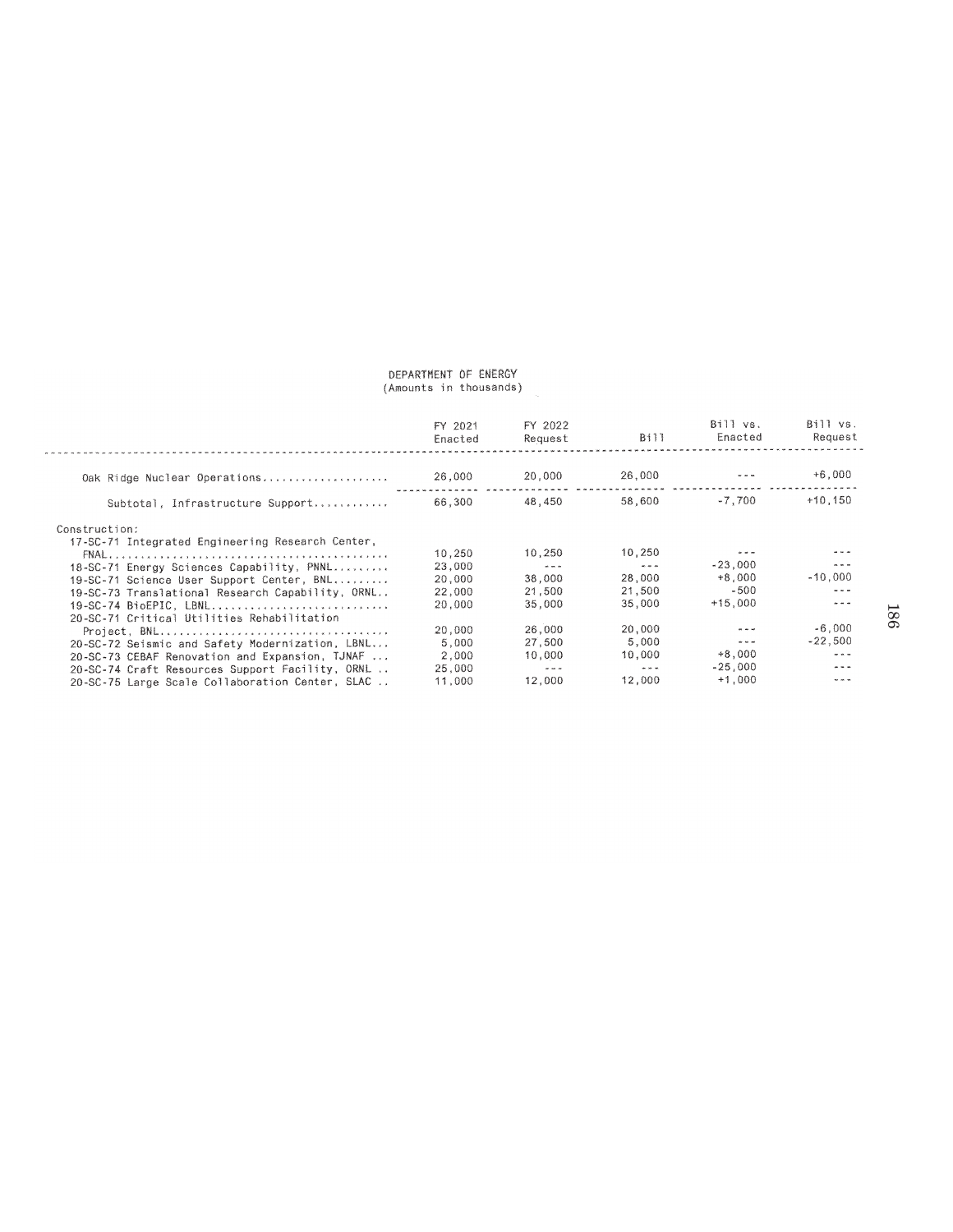DEPARTMENT OF ENERGY
(Amounts in thousands)

| | FY 2021 Enacted | FY 2022 Request | Bill | Bill vs. Enacted | Bill vs. Request |
|---|---|---|---|---|---|
| Oak Ridge Nuclear Operations.................... | 26,000 | 20,000 | 26,000 | --- | +6,000 |
| Subtotal, Infrastructure Support............ | 66,300 | 48,450 | 58,600 | -7,700 | +10,150 |
| Construction: | | | | | |
| 17-SC-71 Integrated Engineering Research Center, FNAL.......................................... | 10,250 | 10,250 | 10,250 | --- | --- |
| 18-SC-71 Energy Sciences Capability, PNNL......... | 23,000 | --- | --- | -23,000 | --- |
| 19-SC-71 Science User Support Center, BNL......... | 20,000 | 38,000 | 28,000 | +8,000 | -10,000 |
| 19-SC-73 Translational Research Capability, ORNL.. | 22,000 | 21,500 | 21,500 | -500 | --- |
| 19-SC-74 BioEPIC, LBNL............................ | 20,000 | 35,000 | 35,000 | +15,000 | --- |
| 20-SC-71 Critical Utilities Rehabilitation Project, BNL.................................. | 20,000 | 26,000 | 20,000 | --- | -6,000 |
| 20-SC-72 Seismic and Safety Modernization, LBNL... | 5,000 | 27,500 | 5,000 | --- | -22,500 |
| 20-SC-73 CEBAF Renovation and Expansion, TJNAF ... | 2,000 | 10,000 | 10,000 | +8,000 | --- |
| 20-SC-74 Craft Resources Support Facility, ORNL .. | 25,000 | --- | --- | -25,000 | --- |
| 20-SC-75 Large Scale Collaboration Center, SLAC .. | 11,000 | 12,000 | 12,000 | +1,000 | --- |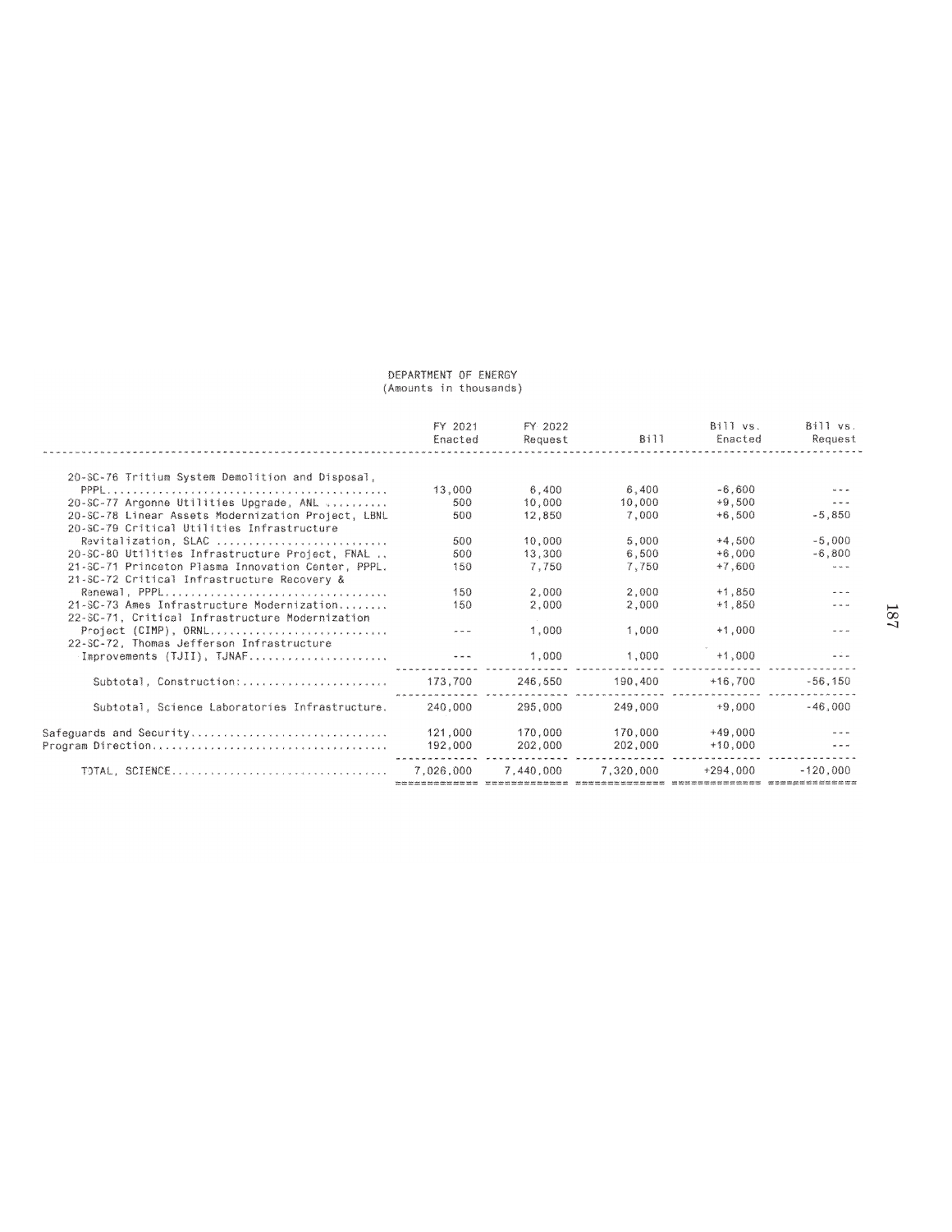DEPARTMENT OF ENERGY
(Amounts in thousands)

| | FY 2021 Enacted | FY 2022 Request | Bill | Bill vs. Enacted | Bill vs. Request |
|---|---|---|---|---|---|
| 20-SC-76 Tritium System Demolition and Disposal, PPPL | 13,000 | 6,400 | 6,400 | -6,600 | --- |
| 20-SC-77 Argonne Utilities Upgrade, ANL | 500 | 10,000 | 10,000 | +9,500 | --- |
| 20-SC-78 Linear Assets Modernization Project, LBNL | 500 | 12,850 | 7,000 | +6,500 | -5,850 |
| 20-SC-79 Critical Utilities Infrastructure Revitalization, SLAC | 500 | 10,000 | 5,000 | +4,500 | -5,000 |
| 20-SC-80 Utilities Infrastructure Project, FNAL | 500 | 13,300 | 6,500 | +6,000 | -6,800 |
| 21-SC-71 Princeton Plasma Innovation Center, PPPL | 150 | 7,750 | 7,750 | +7,600 | --- |
| 21-SC-72 Critical Infrastructure Recovery & Renewal, PPPL | 150 | 2,000 | 2,000 | +1,850 | --- |
| 21-SC-73 Ames Infrastructure Modernization | 150 | 2,000 | 2,000 | +1,850 | --- |
| 22-SC-71, Critical Infrastructure Modernization Project (CIMP), ORNL | --- | 1,000 | 1,000 | +1,000 | --- |
| 22-SC-72, Thomas Jefferson Infrastructure Improvements (TJII), TJNAF | --- | 1,000 | 1,000 | +1,000 | --- |
| Subtotal, Construction: | 173,700 | 246,550 | 190,400 | +16,700 | -56,150 |
| Subtotal, Science Laboratories Infrastructure | 240,000 | 295,000 | 249,000 | +9,000 | -46,000 |
| Safeguards and Security | 121,000 | 170,000 | 170,000 | +49,000 | --- |
| Program Direction | 192,000 | 202,000 | 202,000 | +10,000 | --- |
| TOTAL, SCIENCE | 7,026,000 | 7,440,000 | 7,320,000 | +294,000 | -120,000 |